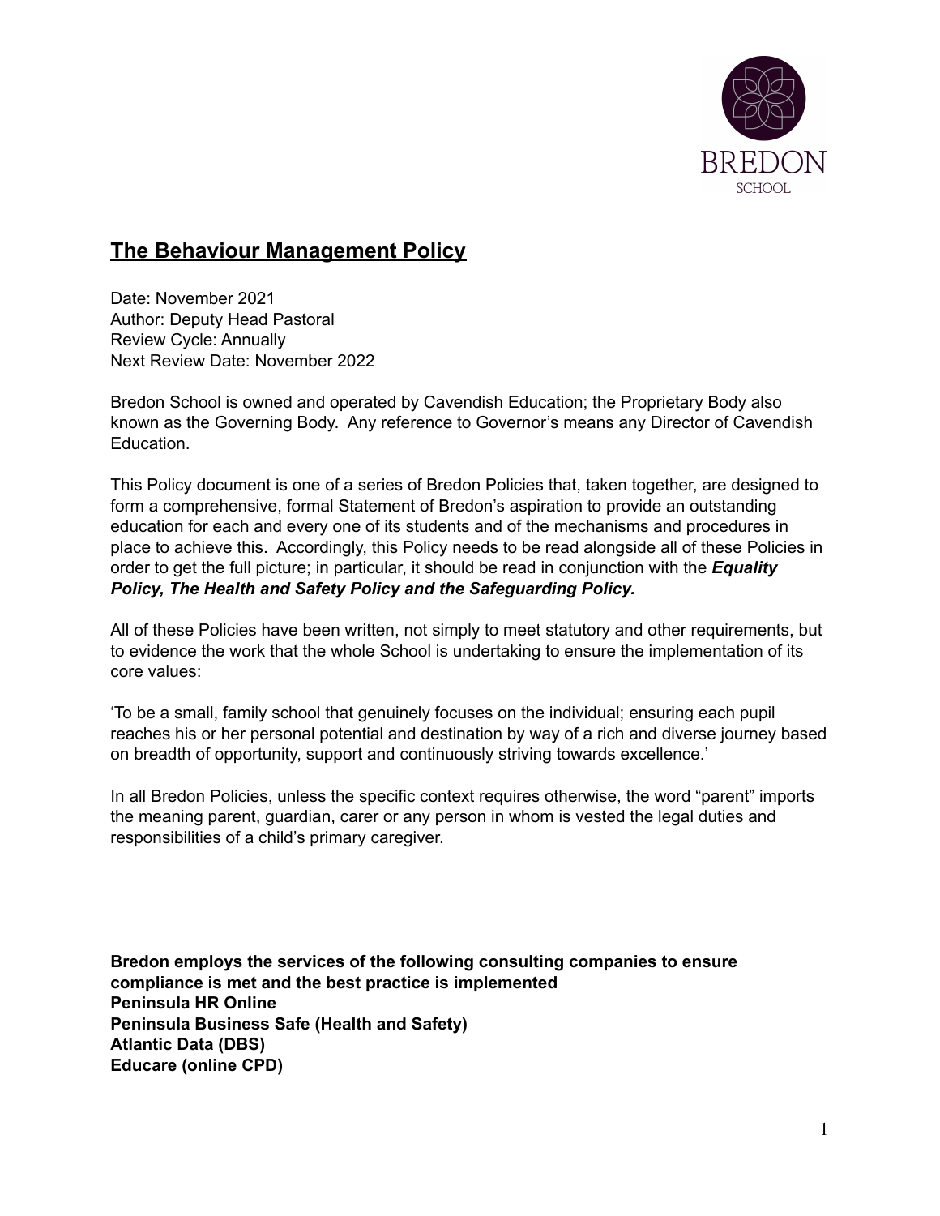BREDON

SCHOOL

# **The Behaviour Management Policy**

Date: November 2021
Author: Deputy Head Pastoral
Review Cycle: Annually
Next Review Date: November 2022

Bredon School is owned and operated by Cavendish Education; the Proprietary Body also known as the Governing Body. Any reference to Governor's means any Director of Cavendish Education.

This Policy document is one of a series of Bredon Policies that, taken together, are designed to form a comprehensive, formal Statement of Bredon's aspiration to provide an outstanding education for each and every one of its students and of the mechanisms and procedures in place to achieve this. Accordingly, this Policy needs to be read alongside all of these Policies in order to get the full picture; in particular, it should be read in conjunction with the ***Equality Policy, The Health and Safety Policy and the Safeguarding Policy.***

All of these Policies have been written, not simply to meet statutory and other requirements, but to evidence the work that the whole School is undertaking to ensure the implementation of its core values:

'To be a small, family school that genuinely focuses on the individual; ensuring each pupil reaches his or her personal potential and destination by way of a rich and diverse journey based on breadth of opportunity, support and continuously striving towards excellence.'

In all Bredon Policies, unless the specific context requires otherwise, the word "parent" imports the meaning parent, guardian, carer or any person in whom is vested the legal duties and responsibilities of a child's primary caregiver.

**Bredon employs the services of the following consulting companies to ensure compliance is met and the best practice is implemented**
**Peninsula HR Online**
**Peninsula Business Safe (Health and Safety)**
**Atlantic Data (DBS)**
**Educare (online CPD)**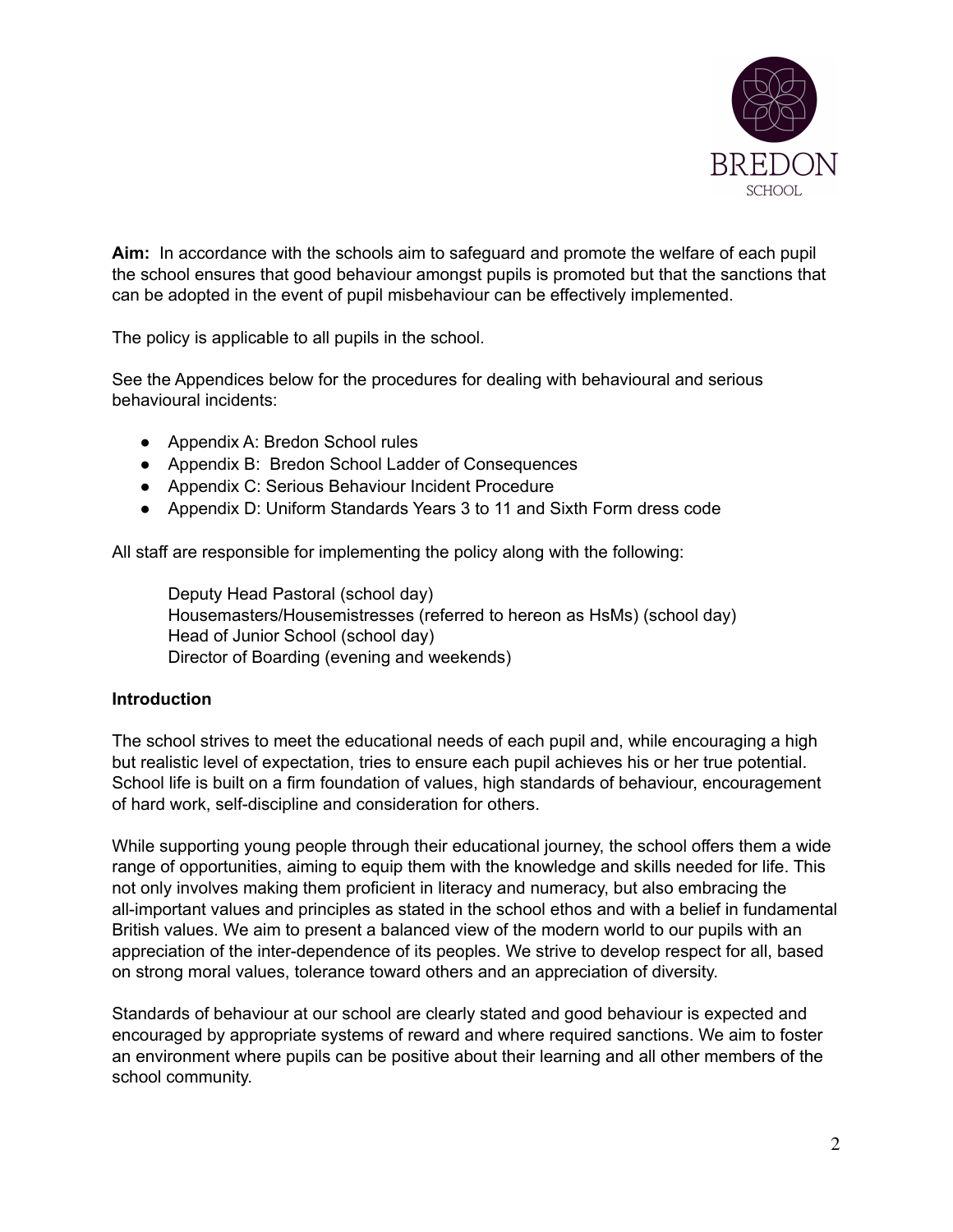**Aim:** In accordance with the schools aim to safeguard and promote the welfare of each pupil the school ensures that good behaviour amongst pupils is promoted but that the sanctions that can be adopted in the event of pupil misbehaviour can be effectively implemented.

The policy is applicable to all pupils in the school.

See the Appendices below for the procedures for dealing with behavioural and serious behavioural incidents:

- Appendix A: Bredon School rules
- Appendix B: Bredon School Ladder of Consequences
- Appendix C: Serious Behaviour Incident Procedure
- Appendix D: Uniform Standards Years 3 to 11 and Sixth Form dress code

All staff are responsible for implementing the policy along with the following:

Deputy Head Pastoral (school day)
Housemasters/Housemistresses (referred to hereon as HsMs) (school day)
Head of Junior School (school day)
Director of Boarding (evening and weekends)

**Introduction**

The school strives to meet the educational needs of each pupil and, while encouraging a high but realistic level of expectation, tries to ensure each pupil achieves his or her true potential. School life is built on a firm foundation of values, high standards of behaviour, encouragement of hard work, self-discipline and consideration for others.

While supporting young people through their educational journey, the school offers them a wide range of opportunities, aiming to equip them with the knowledge and skills needed for life. This not only involves making them proficient in literacy and numeracy, but also embracing the all-important values and principles as stated in the school ethos and with a belief in fundamental British values. We aim to present a balanced view of the modern world to our pupils with an appreciation of the inter-dependence of its peoples. We strive to develop respect for all, based on strong moral values, tolerance toward others and an appreciation of diversity.

Standards of behaviour at our school are clearly stated and good behaviour is expected and encouraged by appropriate systems of reward and where required sanctions. We aim to foster an environment where pupils can be positive about their learning and all other members of the school community.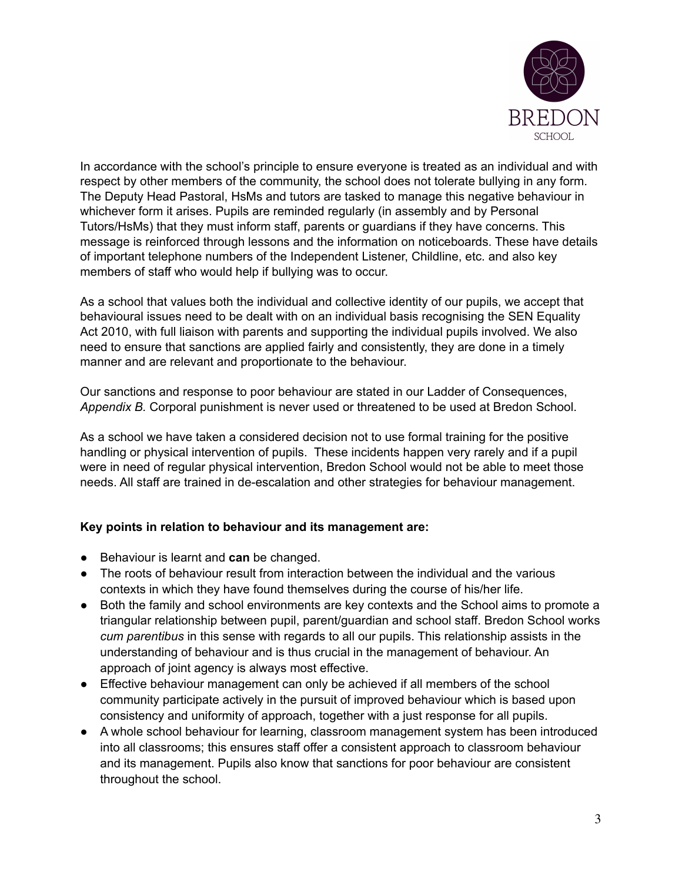In accordance with the school's principle to ensure everyone is treated as an individual and with respect by other members of the community, the school does not tolerate bullying in any form. The Deputy Head Pastoral, HsMs and tutors are tasked to manage this negative behaviour in whichever form it arises. Pupils are reminded regularly (in assembly and by Personal Tutors/HsMs) that they must inform staff, parents or guardians if they have concerns. This message is reinforced through lessons and the information on noticeboards. These have details of important telephone numbers of the Independent Listener, Childline, etc. and also key members of staff who would help if bullying was to occur.

As a school that values both the individual and collective identity of our pupils, we accept that behavioural issues need to be dealt with on an individual basis recognising the SEN Equality Act 2010, with full liaison with parents and supporting the individual pupils involved. We also need to ensure that sanctions are applied fairly and consistently, they are done in a timely manner and are relevant and proportionate to the behaviour.

Our sanctions and response to poor behaviour are stated in our Ladder of Consequences, *Appendix B.* Corporal punishment is never used or threatened to be used at Bredon School.

As a school we have taken a considered decision not to use formal training for the positive handling or physical intervention of pupils. These incidents happen very rarely and if a pupil were in need of regular physical intervention, Bredon School would not be able to meet those needs. All staff are trained in de-escalation and other strategies for behaviour management.

**Key points in relation to behaviour and its management are:**

- Behaviour is learnt and **can** be changed.
- The roots of behaviour result from interaction between the individual and the various contexts in which they have found themselves during the course of his/her life.
- Both the family and school environments are key contexts and the School aims to promote a triangular relationship between pupil, parent/guardian and school staff. Bredon School works *cum parentibus* in this sense with regards to all our pupils. This relationship assists in the understanding of behaviour and is thus crucial in the management of behaviour. An approach of joint agency is always most effective.
- Effective behaviour management can only be achieved if all members of the school community participate actively in the pursuit of improved behaviour which is based upon consistency and uniformity of approach, together with a just response for all pupils.
- A whole school behaviour for learning, classroom management system has been introduced into all classrooms; this ensures staff offer a consistent approach to classroom behaviour and its management. Pupils also know that sanctions for poor behaviour are consistent throughout the school.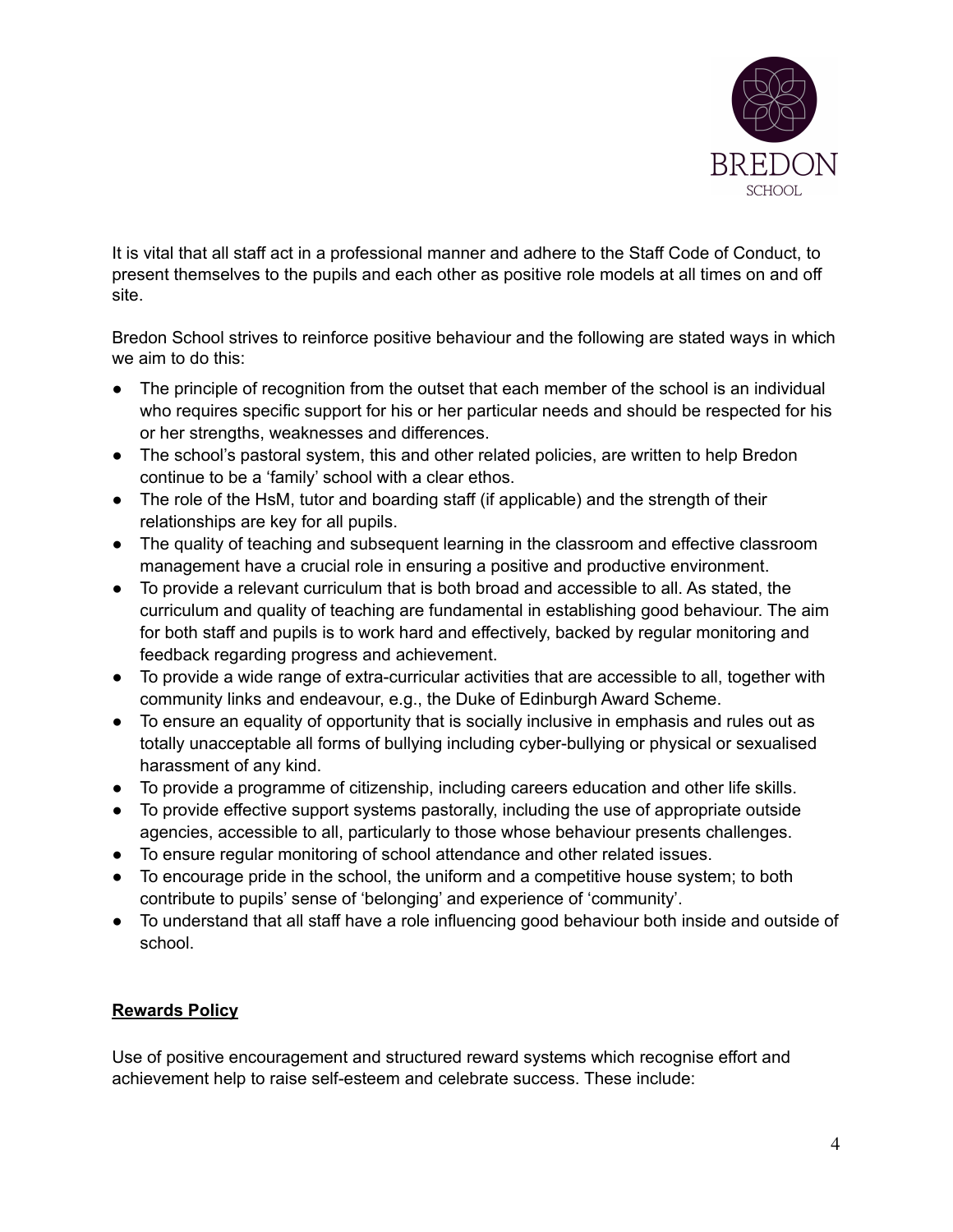It is vital that all staff act in a professional manner and adhere to the Staff Code of Conduct, to present themselves to the pupils and each other as positive role models at all times on and off site.

Bredon School strives to reinforce positive behaviour and the following are stated ways in which we aim to do this:

- The principle of recognition from the outset that each member of the school is an individual who requires specific support for his or her particular needs and should be respected for his or her strengths, weaknesses and differences.
- The school's pastoral system, this and other related policies, are written to help Bredon continue to be a 'family' school with a clear ethos.
- The role of the HsM, tutor and boarding staff (if applicable) and the strength of their relationships are key for all pupils.
- The quality of teaching and subsequent learning in the classroom and effective classroom management have a crucial role in ensuring a positive and productive environment.
- To provide a relevant curriculum that is both broad and accessible to all. As stated, the curriculum and quality of teaching are fundamental in establishing good behaviour. The aim for both staff and pupils is to work hard and effectively, backed by regular monitoring and feedback regarding progress and achievement.
- To provide a wide range of extra-curricular activities that are accessible to all, together with community links and endeavour, e.g., the Duke of Edinburgh Award Scheme.
- To ensure an equality of opportunity that is socially inclusive in emphasis and rules out as totally unacceptable all forms of bullying including cyber-bullying or physical or sexualised harassment of any kind.
- To provide a programme of citizenship, including careers education and other life skills.
- To provide effective support systems pastorally, including the use of appropriate outside agencies, accessible to all, particularly to those whose behaviour presents challenges.
- To ensure regular monitoring of school attendance and other related issues.
- To encourage pride in the school, the uniform and a competitive house system; to both contribute to pupils' sense of 'belonging' and experience of 'community'.
- To understand that all staff have a role influencing good behaviour both inside and outside of school.

## Rewards Policy

Use of positive encouragement and structured reward systems which recognise effort and achievement help to raise self-esteem and celebrate success. These include: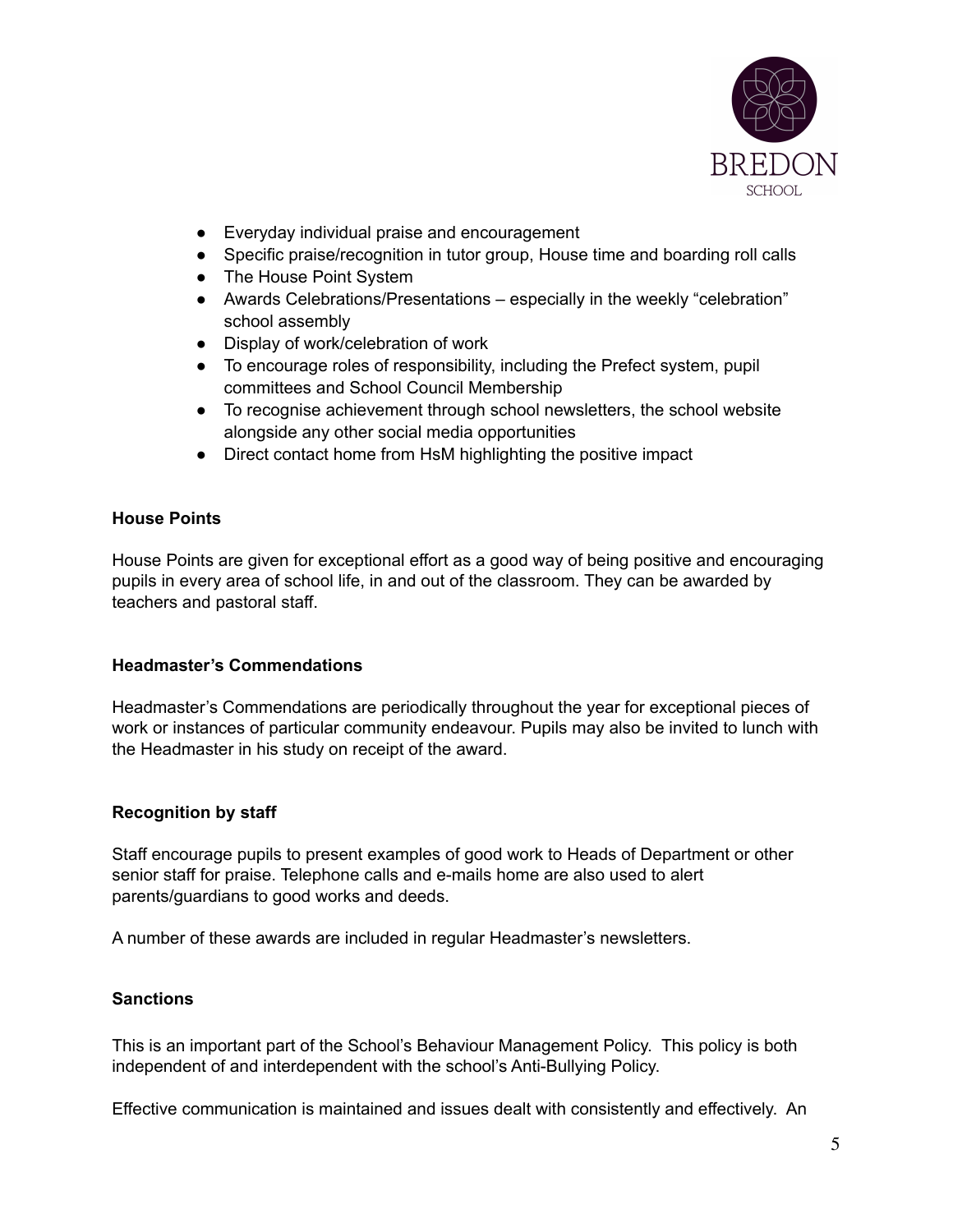- Everyday individual praise and encouragement
- Specific praise/recognition in tutor group, House time and boarding roll calls
- The House Point System
- Awards Celebrations/Presentations – especially in the weekly "celebration" school assembly
- Display of work/celebration of work
- To encourage roles of responsibility, including the Prefect system, pupil committees and School Council Membership
- To recognise achievement through school newsletters, the school website alongside any other social media opportunities
- Direct contact home from HsM highlighting the positive impact

**House Points**

House Points are given for exceptional effort as a good way of being positive and encouraging pupils in every area of school life, in and out of the classroom. They can be awarded by teachers and pastoral staff.

**Headmaster's Commendations**

Headmaster's Commendations are periodically throughout the year for exceptional pieces of work or instances of particular community endeavour. Pupils may also be invited to lunch with the Headmaster in his study on receipt of the award.

**Recognition by staff**

Staff encourage pupils to present examples of good work to Heads of Department or other senior staff for praise. Telephone calls and e-mails home are also used to alert parents/guardians to good works and deeds.

A number of these awards are included in regular Headmaster's newsletters.

**Sanctions**

This is an important part of the School's Behaviour Management Policy. This policy is both independent of and interdependent with the school's Anti-Bullying Policy.

Effective communication is maintained and issues dealt with consistently and effectively. An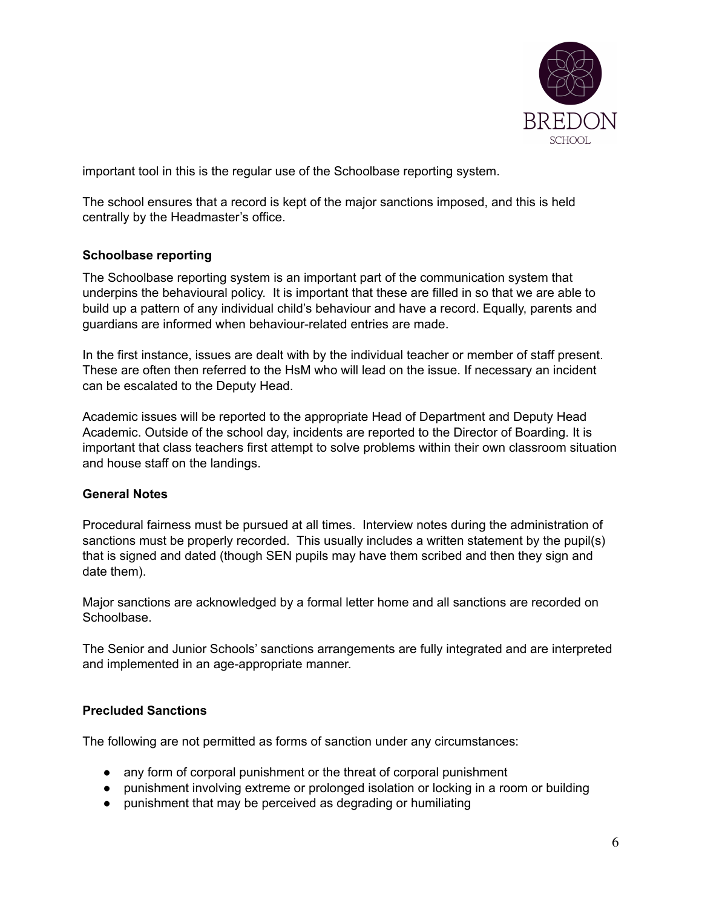important tool in this is the regular use of the Schoolbase reporting system.

The school ensures that a record is kept of the major sanctions imposed, and this is held centrally by the Headmaster's office.

**Schoolbase reporting**

The Schoolbase reporting system is an important part of the communication system that underpins the behavioural policy. It is important that these are filled in so that we are able to build up a pattern of any individual child's behaviour and have a record. Equally, parents and guardians are informed when behaviour-related entries are made.

In the first instance, issues are dealt with by the individual teacher or member of staff present. These are often then referred to the HsM who will lead on the issue. If necessary an incident can be escalated to the Deputy Head.

Academic issues will be reported to the appropriate Head of Department and Deputy Head Academic. Outside of the school day, incidents are reported to the Director of Boarding. It is important that class teachers first attempt to solve problems within their own classroom situation and house staff on the landings.

**General Notes**

Procedural fairness must be pursued at all times. Interview notes during the administration of sanctions must be properly recorded. This usually includes a written statement by the pupil(s) that is signed and dated (though SEN pupils may have them scribed and then they sign and date them).

Major sanctions are acknowledged by a formal letter home and all sanctions are recorded on Schoolbase.

The Senior and Junior Schools' sanctions arrangements are fully integrated and are interpreted and implemented in an age-appropriate manner.

**Precluded Sanctions**

The following are not permitted as forms of sanction under any circumstances:

- any form of corporal punishment or the threat of corporal punishment
- punishment involving extreme or prolonged isolation or locking in a room or building
- punishment that may be perceived as degrading or humiliating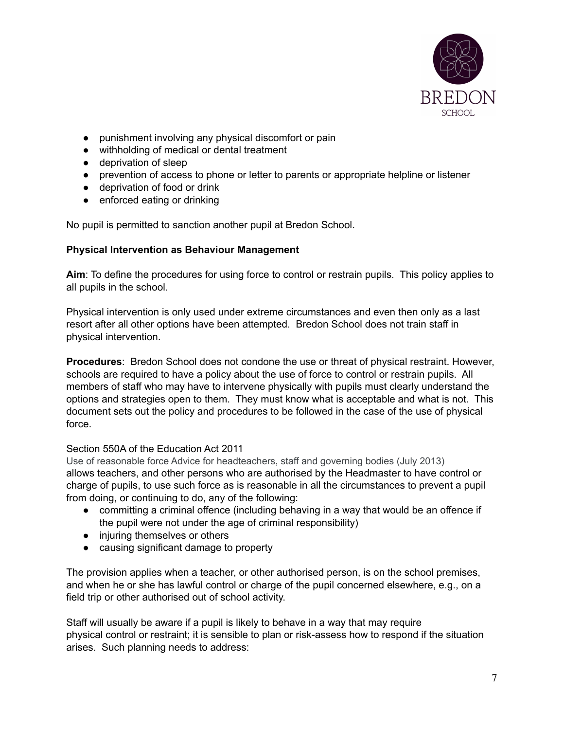- punishment involving any physical discomfort or pain
- withholding of medical or dental treatment
- deprivation of sleep
- prevention of access to phone or letter to parents or appropriate helpline or listener
- deprivation of food or drink
- enforced eating or drinking

No pupil is permitted to sanction another pupil at Bredon School.

**Physical Intervention as Behaviour Management**

**Aim**: To define the procedures for using force to control or restrain pupils. This policy applies to all pupils in the school.

Physical intervention is only used under extreme circumstances and even then only as a last resort after all other options have been attempted. Bredon School does not train staff in physical intervention.

**Procedures**: Bredon School does not condone the use or threat of physical restraint. However, schools are required to have a policy about the use of force to control or restrain pupils. All members of staff who may have to intervene physically with pupils must clearly understand the options and strategies open to them. They must know what is acceptable and what is not. This document sets out the policy and procedures to be followed in the case of the use of physical force.

Section 550A of the Education Act 2011
Use of reasonable force Advice for headteachers, staff and governing bodies (July 2013)
allows teachers, and other persons who are authorised by the Headmaster to have control or charge of pupils, to use such force as is reasonable in all the circumstances to prevent a pupil from doing, or continuing to do, any of the following:

- committing a criminal offence (including behaving in a way that would be an offence if the pupil were not under the age of criminal responsibility)
- injuring themselves or others
- causing significant damage to property

The provision applies when a teacher, or other authorised person, is on the school premises, and when he or she has lawful control or charge of the pupil concerned elsewhere, e.g., on a field trip or other authorised out of school activity.

Staff will usually be aware if a pupil is likely to behave in a way that may require physical control or restraint; it is sensible to plan or risk-assess how to respond if the situation arises. Such planning needs to address: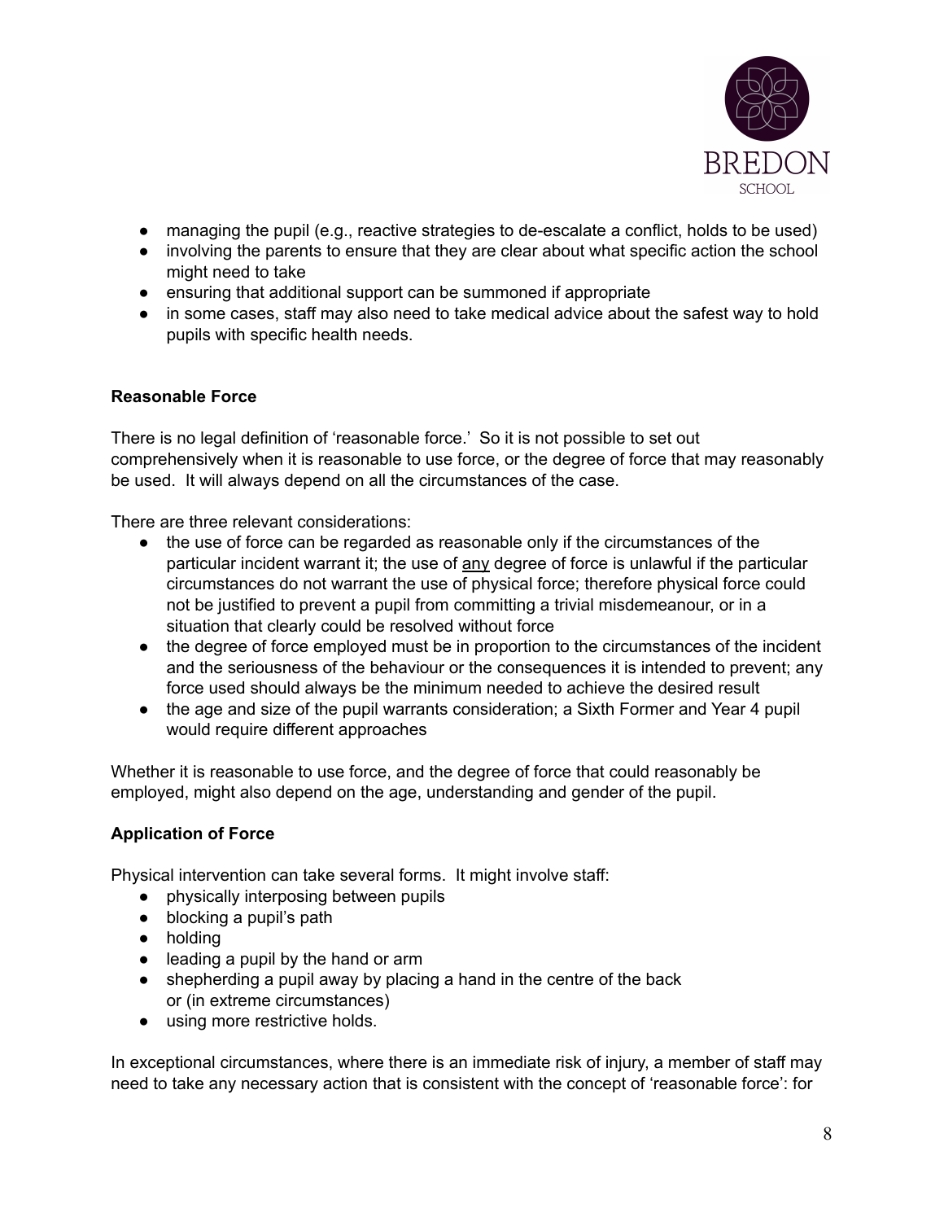- managing the pupil (e.g., reactive strategies to de-escalate a conflict, holds to be used)
- involving the parents to ensure that they are clear about what specific action the school might need to take
- ensuring that additional support can be summoned if appropriate
- in some cases, staff may also need to take medical advice about the safest way to hold pupils with specific health needs.

**Reasonable Force**

There is no legal definition of 'reasonable force.' So it is not possible to set out comprehensively when it is reasonable to use force, or the degree of force that may reasonably be used. It will always depend on all the circumstances of the case.

There are three relevant considerations:

- the use of force can be regarded as reasonable only if the circumstances of the particular incident warrant it; the use of <u>any</u> degree of force is unlawful if the particular circumstances do not warrant the use of physical force; therefore physical force could not be justified to prevent a pupil from committing a trivial misdemeanour, or in a situation that clearly could be resolved without force
- the degree of force employed must be in proportion to the circumstances of the incident and the seriousness of the behaviour or the consequences it is intended to prevent; any force used should always be the minimum needed to achieve the desired result
- the age and size of the pupil warrants consideration; a Sixth Former and Year 4 pupil would require different approaches

Whether it is reasonable to use force, and the degree of force that could reasonably be employed, might also depend on the age, understanding and gender of the pupil.

**Application of Force**

Physical intervention can take several forms. It might involve staff:

- physically interposing between pupils
- blocking a pupil's path
- holding
- leading a pupil by the hand or arm
- shepherding a pupil away by placing a hand in the centre of the back or (in extreme circumstances)
- using more restrictive holds.

In exceptional circumstances, where there is an immediate risk of injury, a member of staff may need to take any necessary action that is consistent with the concept of 'reasonable force': for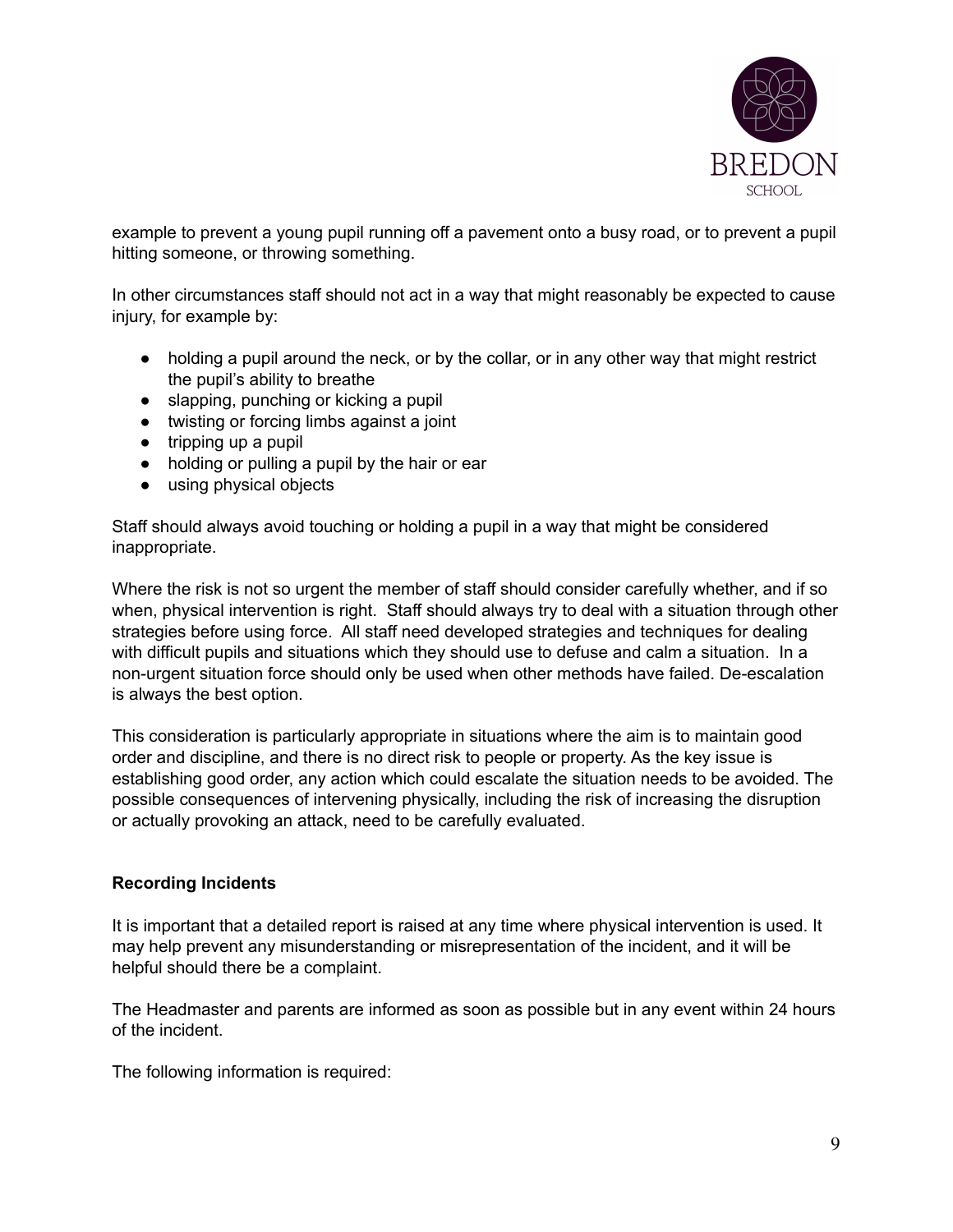example to prevent a young pupil running off a pavement onto a busy road, or to prevent a pupil hitting someone, or throwing something.

In other circumstances staff should not act in a way that might reasonably be expected to cause injury, for example by:

- holding a pupil around the neck, or by the collar, or in any other way that might restrict the pupil's ability to breathe
- slapping, punching or kicking a pupil
- twisting or forcing limbs against a joint
- tripping up a pupil
- holding or pulling a pupil by the hair or ear
- using physical objects

Staff should always avoid touching or holding a pupil in a way that might be considered inappropriate.

Where the risk is not so urgent the member of staff should consider carefully whether, and if so when, physical intervention is right. Staff should always try to deal with a situation through other strategies before using force. All staff need developed strategies and techniques for dealing with difficult pupils and situations which they should use to defuse and calm a situation. In a non-urgent situation force should only be used when other methods have failed. De-escalation is always the best option.

This consideration is particularly appropriate in situations where the aim is to maintain good order and discipline, and there is no direct risk to people or property. As the key issue is establishing good order, any action which could escalate the situation needs to be avoided. The possible consequences of intervening physically, including the risk of increasing the disruption or actually provoking an attack, need to be carefully evaluated.

**Recording Incidents**

It is important that a detailed report is raised at any time where physical intervention is used. It may help prevent any misunderstanding or misrepresentation of the incident, and it will be helpful should there be a complaint.

The Headmaster and parents are informed as soon as possible but in any event within 24 hours of the incident.

The following information is required: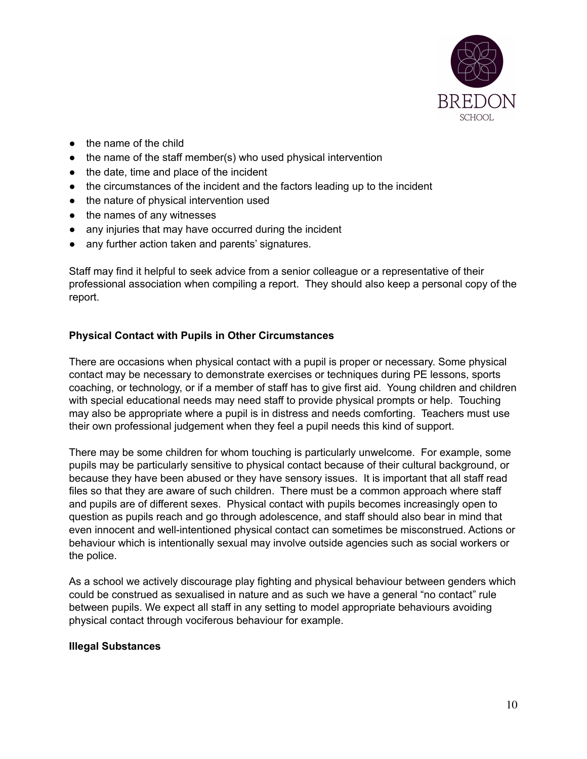- the name of the child
- the name of the staff member(s) who used physical intervention
- the date, time and place of the incident
- the circumstances of the incident and the factors leading up to the incident
- the nature of physical intervention used
- the names of any witnesses
- any injuries that may have occurred during the incident
- any further action taken and parents' signatures.

Staff may find it helpful to seek advice from a senior colleague or a representative of their professional association when compiling a report. They should also keep a personal copy of the report.

**Physical Contact with Pupils in Other Circumstances**

There are occasions when physical contact with a pupil is proper or necessary. Some physical contact may be necessary to demonstrate exercises or techniques during PE lessons, sports coaching, or technology, or if a member of staff has to give first aid. Young children and children with special educational needs may need staff to provide physical prompts or help. Touching may also be appropriate where a pupil is in distress and needs comforting. Teachers must use their own professional judgement when they feel a pupil needs this kind of support.

There may be some children for whom touching is particularly unwelcome. For example, some pupils may be particularly sensitive to physical contact because of their cultural background, or because they have been abused or they have sensory issues. It is important that all staff read files so that they are aware of such children. There must be a common approach where staff and pupils are of different sexes. Physical contact with pupils becomes increasingly open to question as pupils reach and go through adolescence, and staff should also bear in mind that even innocent and well-intentioned physical contact can sometimes be misconstrued. Actions or behaviour which is intentionally sexual may involve outside agencies such as social workers or the police.

As a school we actively discourage play fighting and physical behaviour between genders which could be construed as sexualised in nature and as such we have a general "no contact" rule between pupils. We expect all staff in any setting to model appropriate behaviours avoiding physical contact through vociferous behaviour for example.

**Illegal Substances**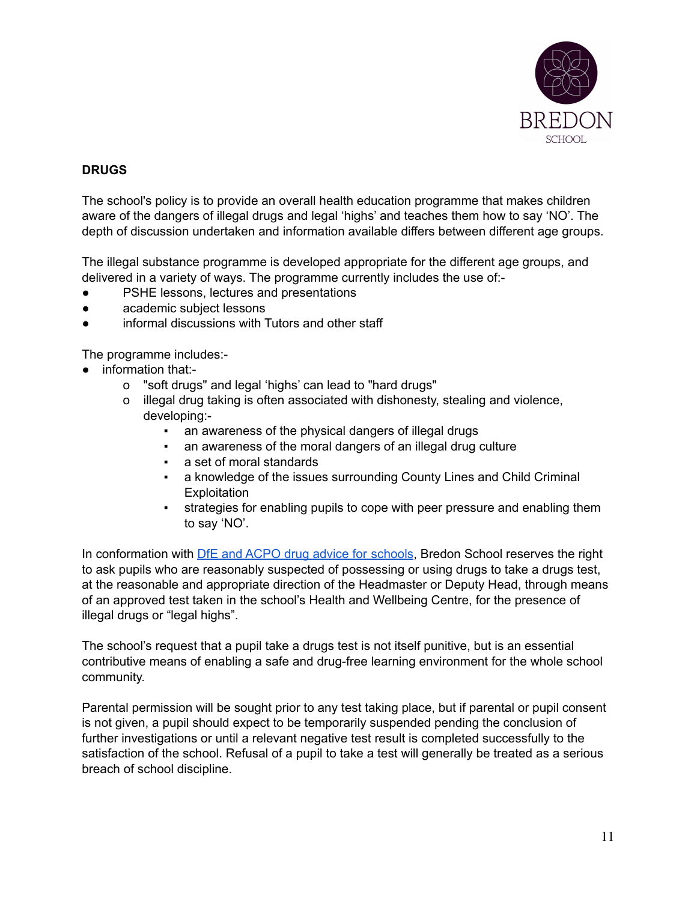**DRUGS**

The school's policy is to provide an overall health education programme that makes children aware of the dangers of illegal drugs and legal 'highs' and teaches them how to say 'NO'. The depth of discussion undertaken and information available differs between different age groups.

The illegal substance programme is developed appropriate for the different age groups, and delivered in a variety of ways. The programme currently includes the use of:-

- PSHE lessons, lectures and presentations
- academic subject lessons
- informal discussions with Tutors and other staff

The programme includes:-

- information that:-
  - "soft drugs" and legal 'highs' can lead to "hard drugs"
  - illegal drug taking is often associated with dishonesty, stealing and violence, developing:-
    - an awareness of the physical dangers of illegal drugs
    - an awareness of the moral dangers of an illegal drug culture
    - a set of moral standards
    - a knowledge of the issues surrounding County Lines and Child Criminal Exploitation
    - strategies for enabling pupils to cope with peer pressure and enabling them to say 'NO'.

In conformation with [DfE and ACPO drug advice for schools](), Bredon School reserves the right to ask pupils who are reasonably suspected of possessing or using drugs to take a drugs test, at the reasonable and appropriate direction of the Headmaster or Deputy Head, through means of an approved test taken in the school's Health and Wellbeing Centre, for the presence of illegal drugs or "legal highs".

The school's request that a pupil take a drugs test is not itself punitive, but is an essential contributive means of enabling a safe and drug-free learning environment for the whole school community.

Parental permission will be sought prior to any test taking place, but if parental or pupil consent is not given, a pupil should expect to be temporarily suspended pending the conclusion of further investigations or until a relevant negative test result is completed successfully to the satisfaction of the school. Refusal of a pupil to take a test will generally be treated as a serious breach of school discipline.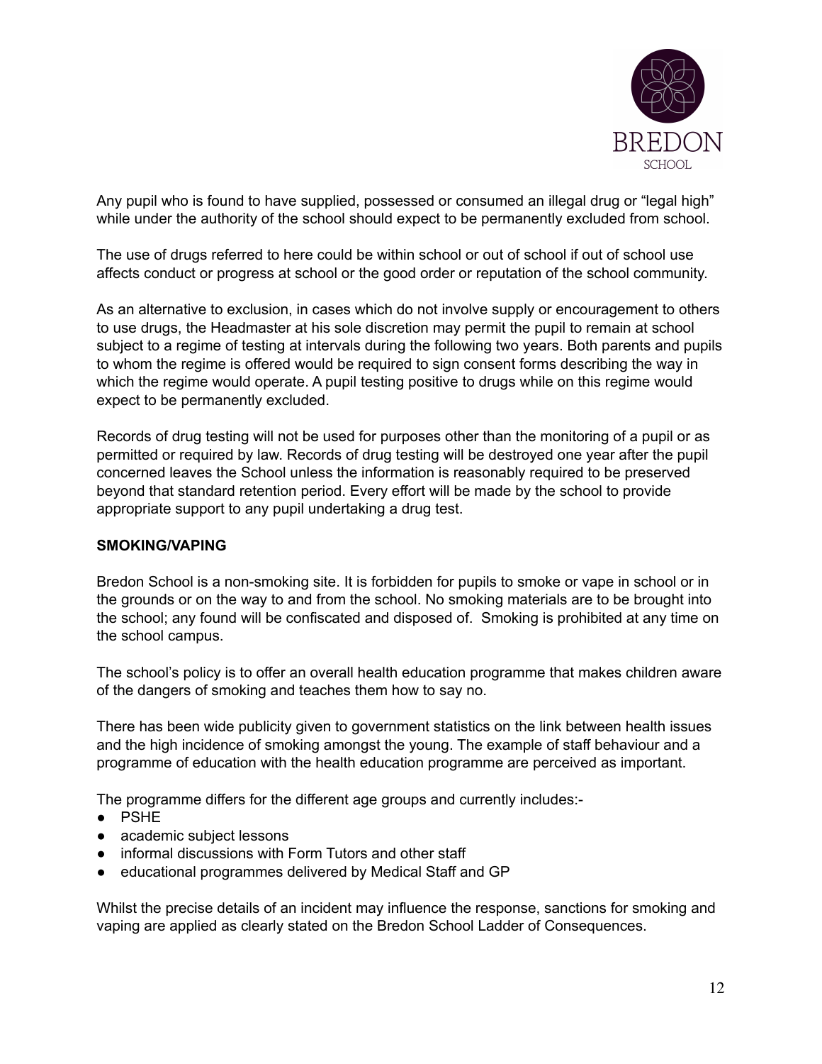Any pupil who is found to have supplied, possessed or consumed an illegal drug or "legal high" while under the authority of the school should expect to be permanently excluded from school.

The use of drugs referred to here could be within school or out of school if out of school use affects conduct or progress at school or the good order or reputation of the school community.

As an alternative to exclusion, in cases which do not involve supply or encouragement to others to use drugs, the Headmaster at his sole discretion may permit the pupil to remain at school subject to a regime of testing at intervals during the following two years. Both parents and pupils to whom the regime is offered would be required to sign consent forms describing the way in which the regime would operate. A pupil testing positive to drugs while on this regime would expect to be permanently excluded.

Records of drug testing will not be used for purposes other than the monitoring of a pupil or as permitted or required by law. Records of drug testing will be destroyed one year after the pupil concerned leaves the School unless the information is reasonably required to be preserved beyond that standard retention period. Every effort will be made by the school to provide appropriate support to any pupil undertaking a drug test.

**SMOKING/VAPING**

Bredon School is a non-smoking site. It is forbidden for pupils to smoke or vape in school or in the grounds or on the way to and from the school. No smoking materials are to be brought into the school; any found will be confiscated and disposed of. Smoking is prohibited at any time on the school campus.

The school's policy is to offer an overall health education programme that makes children aware of the dangers of smoking and teaches them how to say no.

There has been wide publicity given to government statistics on the link between health issues and the high incidence of smoking amongst the young. The example of staff behaviour and a programme of education with the health education programme are perceived as important.

The programme differs for the different age groups and currently includes:-

- PSHE
- academic subject lessons
- informal discussions with Form Tutors and other staff
- educational programmes delivered by Medical Staff and GP

Whilst the precise details of an incident may influence the response, sanctions for smoking and vaping are applied as clearly stated on the Bredon School Ladder of Consequences.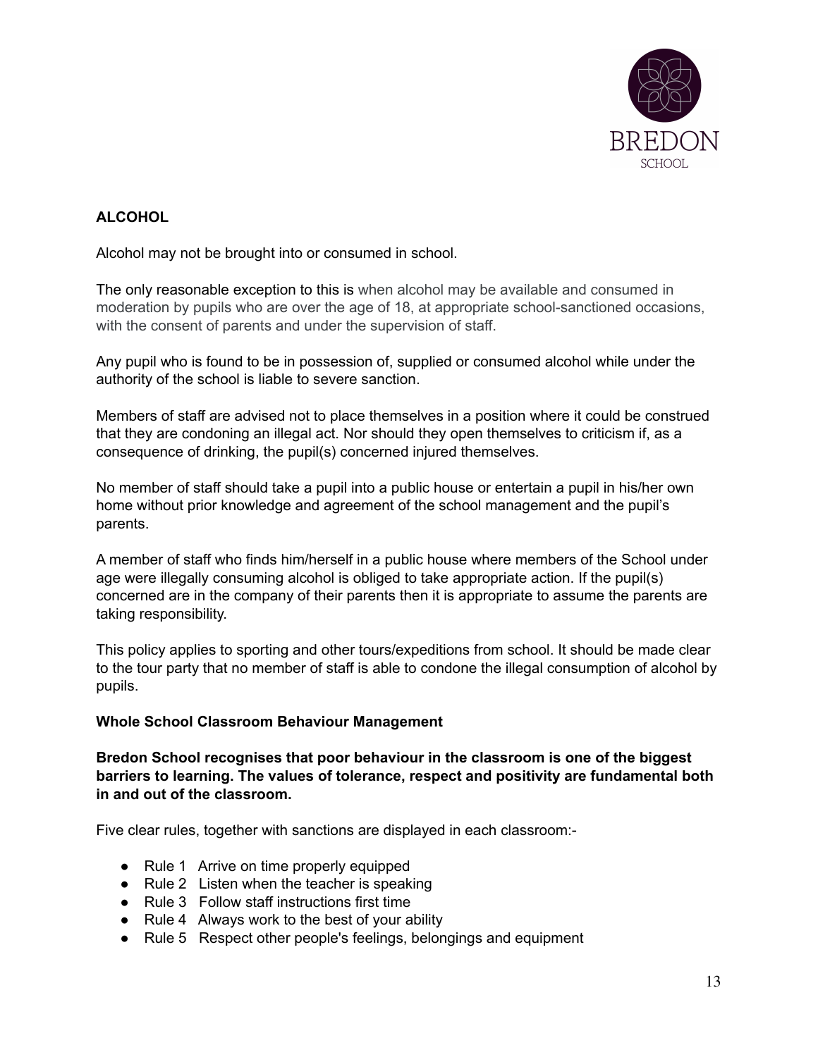**ALCOHOL**

Alcohol may not be brought into or consumed in school.

The only reasonable exception to this is when alcohol may be available and consumed in moderation by pupils who are over the age of 18, at appropriate school-sanctioned occasions, with the consent of parents and under the supervision of staff.

Any pupil who is found to be in possession of, supplied or consumed alcohol while under the authority of the school is liable to severe sanction.

Members of staff are advised not to place themselves in a position where it could be construed that they are condoning an illegal act. Nor should they open themselves to criticism if, as a consequence of drinking, the pupil(s) concerned injured themselves.

No member of staff should take a pupil into a public house or entertain a pupil in his/her own home without prior knowledge and agreement of the school management and the pupil's parents.

A member of staff who finds him/herself in a public house where members of the School under age were illegally consuming alcohol is obliged to take appropriate action. If the pupil(s) concerned are in the company of their parents then it is appropriate to assume the parents are taking responsibility.

This policy applies to sporting and other tours/expeditions from school. It should be made clear to the tour party that no member of staff is able to condone the illegal consumption of alcohol by pupils.

**Whole School Classroom Behaviour Management**

**Bredon School recognises that poor behaviour in the classroom is one of the biggest barriers to learning. The values of tolerance, respect and positivity are fundamental both in and out of the classroom.**

Five clear rules, together with sanctions are displayed in each classroom:-

- Rule 1 Arrive on time properly equipped
- Rule 2 Listen when the teacher is speaking
- Rule 3 Follow staff instructions first time
- Rule 4 Always work to the best of your ability
- Rule 5 Respect other people's feelings, belongings and equipment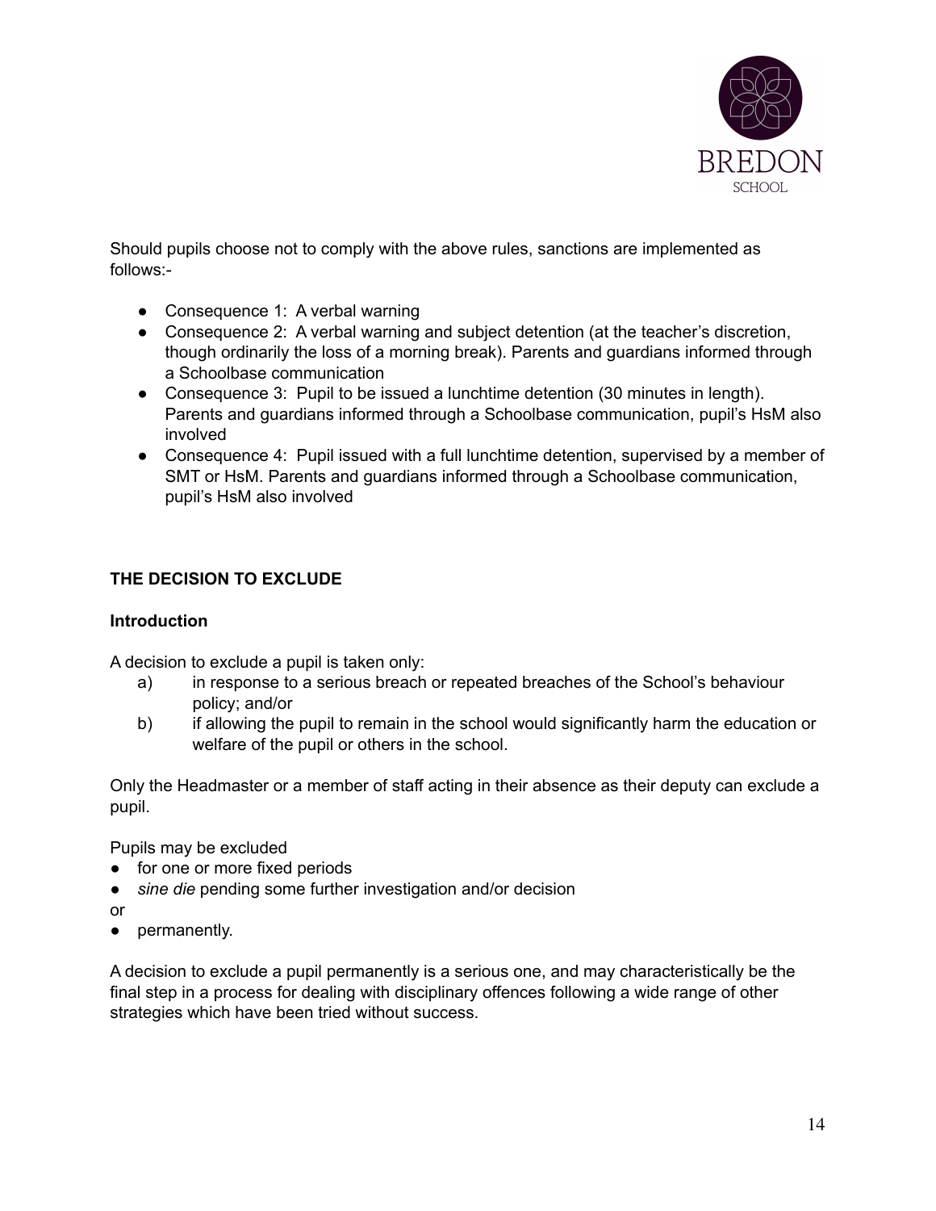Should pupils choose not to comply with the above rules, sanctions are implemented as follows:-

- Consequence 1: A verbal warning
- Consequence 2: A verbal warning and subject detention (at the teacher's discretion, though ordinarily the loss of a morning break). Parents and guardians informed through a Schoolbase communication
- Consequence 3: Pupil to be issued a lunchtime detention (30 minutes in length). Parents and guardians informed through a Schoolbase communication, pupil's HsM also involved
- Consequence 4: Pupil issued with a full lunchtime detention, supervised by a member of SMT or HsM. Parents and guardians informed through a Schoolbase communication, pupil's HsM also involved

## THE DECISION TO EXCLUDE

### Introduction

A decision to exclude a pupil is taken only:

a) in response to a serious breach or repeated breaches of the School's behaviour policy; and/or

b) if allowing the pupil to remain in the school would significantly harm the education or welfare of the pupil or others in the school.

Only the Headmaster or a member of staff acting in their absence as their deputy can exclude a pupil.

Pupils may be excluded

- for one or more fixed periods
- *sine die* pending some further investigation and/or decision

or

- permanently.

A decision to exclude a pupil permanently is a serious one, and may characteristically be the final step in a process for dealing with disciplinary offences following a wide range of other strategies which have been tried without success.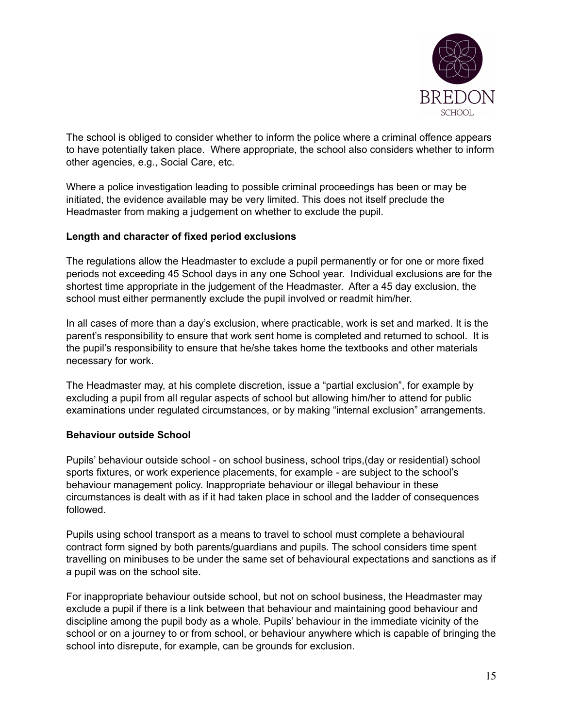The school is obliged to consider whether to inform the police where a criminal offence appears to have potentially taken place. Where appropriate, the school also considers whether to inform other agencies, e.g., Social Care, etc.

Where a police investigation leading to possible criminal proceedings has been or may be initiated, the evidence available may be very limited. This does not itself preclude the Headmaster from making a judgement on whether to exclude the pupil.

**Length and character of fixed period exclusions**

The regulations allow the Headmaster to exclude a pupil permanently or for one or more fixed periods not exceeding 45 School days in any one School year. Individual exclusions are for the shortest time appropriate in the judgement of the Headmaster. After a 45 day exclusion, the school must either permanently exclude the pupil involved or readmit him/her.

In all cases of more than a day's exclusion, where practicable, work is set and marked. It is the parent's responsibility to ensure that work sent home is completed and returned to school. It is the pupil's responsibility to ensure that he/she takes home the textbooks and other materials necessary for work.

The Headmaster may, at his complete discretion, issue a "partial exclusion", for example by excluding a pupil from all regular aspects of school but allowing him/her to attend for public examinations under regulated circumstances, or by making "internal exclusion" arrangements.

**Behaviour outside School**

Pupils' behaviour outside school - on school business, school trips,(day or residential) school sports fixtures, or work experience placements, for example - are subject to the school's behaviour management policy. Inappropriate behaviour or illegal behaviour in these circumstances is dealt with as if it had taken place in school and the ladder of consequences followed.

Pupils using school transport as a means to travel to school must complete a behavioural contract form signed by both parents/guardians and pupils. The school considers time spent travelling on minibuses to be under the same set of behavioural expectations and sanctions as if a pupil was on the school site.

For inappropriate behaviour outside school, but not on school business, the Headmaster may exclude a pupil if there is a link between that behaviour and maintaining good behaviour and discipline among the pupil body as a whole. Pupils' behaviour in the immediate vicinity of the school or on a journey to or from school, or behaviour anywhere which is capable of bringing the school into disrepute, for example, can be grounds for exclusion.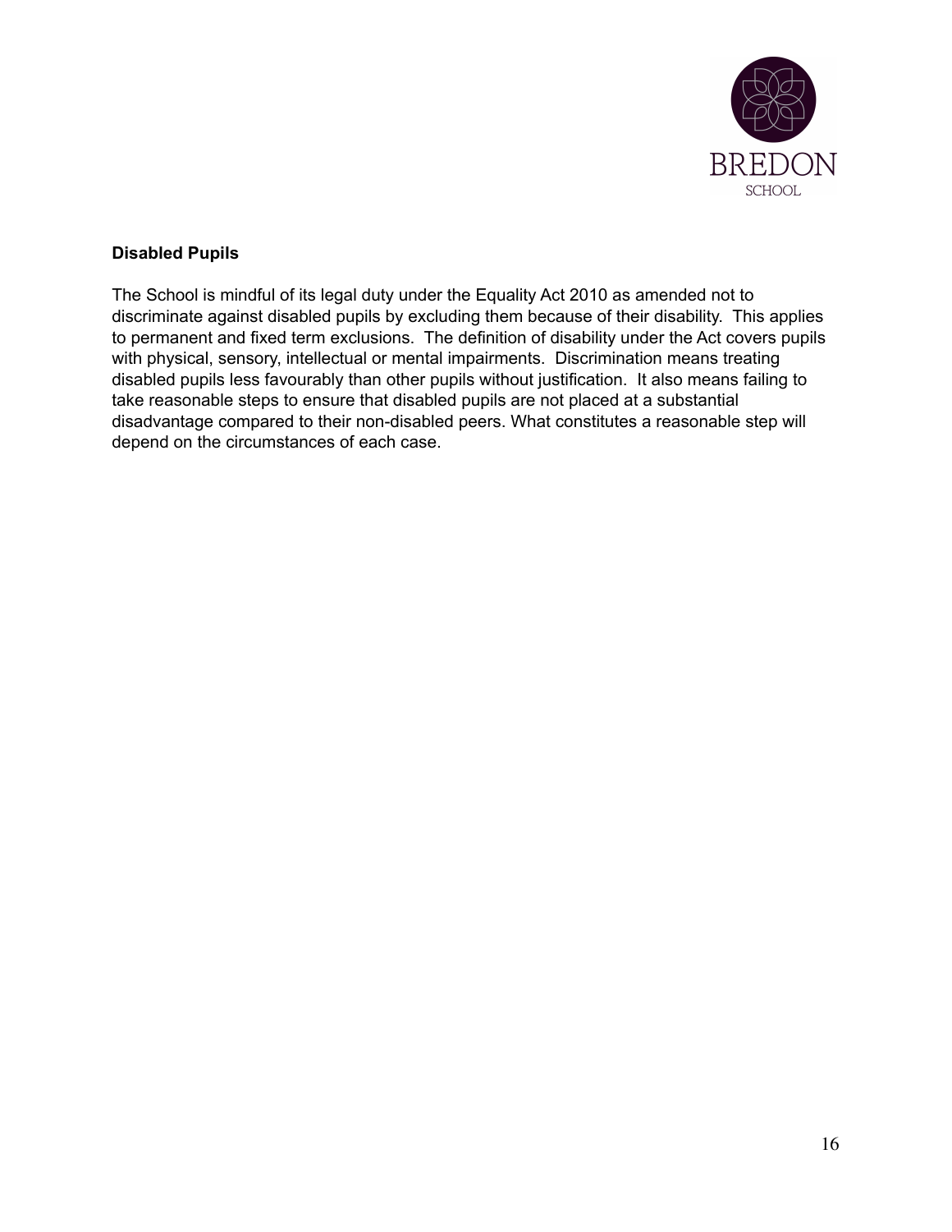**Disabled Pupils**

The School is mindful of its legal duty under the Equality Act 2010 as amended not to discriminate against disabled pupils by excluding them because of their disability. This applies to permanent and fixed term exclusions. The definition of disability under the Act covers pupils with physical, sensory, intellectual or mental impairments. Discrimination means treating disabled pupils less favourably than other pupils without justification. It also means failing to take reasonable steps to ensure that disabled pupils are not placed at a substantial disadvantage compared to their non-disabled peers. What constitutes a reasonable step will depend on the circumstances of each case.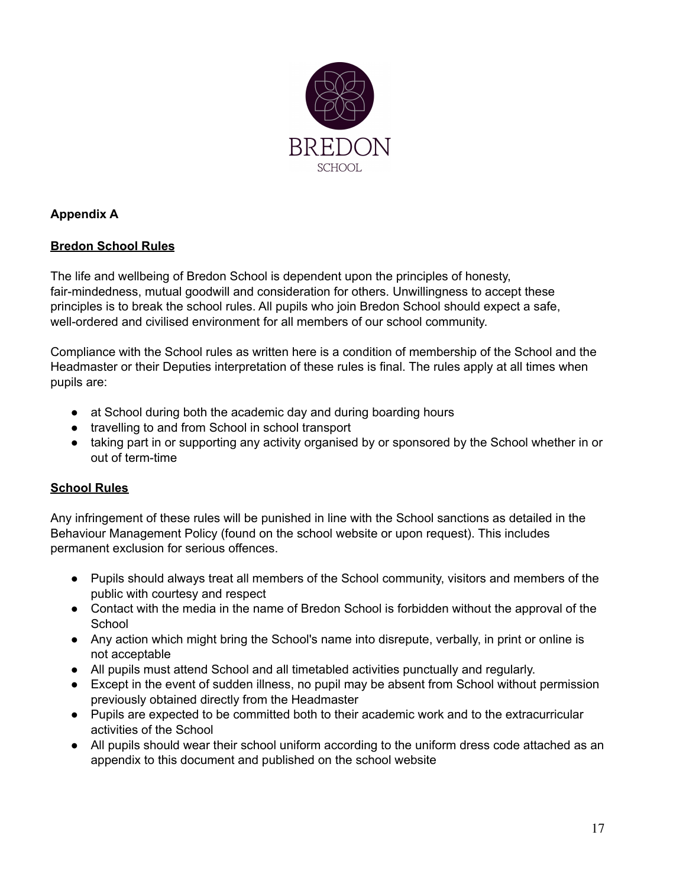**Appendix A**

**Bredon School Rules**

The life and wellbeing of Bredon School is dependent upon the principles of honesty, fair-mindedness, mutual goodwill and consideration for others. Unwillingness to accept these principles is to break the school rules. All pupils who join Bredon School should expect a safe, well-ordered and civilised environment for all members of our school community.

Compliance with the School rules as written here is a condition of membership of the School and the Headmaster or their Deputies interpretation of these rules is final. The rules apply at all times when pupils are:

- at School during both the academic day and during boarding hours
- travelling to and from School in school transport
- taking part in or supporting any activity organised by or sponsored by the School whether in or out of term-time

**School Rules**

Any infringement of these rules will be punished in line with the School sanctions as detailed in the Behaviour Management Policy (found on the school website or upon request). This includes permanent exclusion for serious offences.

- Pupils should always treat all members of the School community, visitors and members of the public with courtesy and respect
- Contact with the media in the name of Bredon School is forbidden without the approval of the School
- Any action which might bring the School's name into disrepute, verbally, in print or online is not acceptable
- All pupils must attend School and all timetabled activities punctually and regularly.
- Except in the event of sudden illness, no pupil may be absent from School without permission previously obtained directly from the Headmaster
- Pupils are expected to be committed both to their academic work and to the extracurricular activities of the School
- All pupils should wear their school uniform according to the uniform dress code attached as an appendix to this document and published on the school website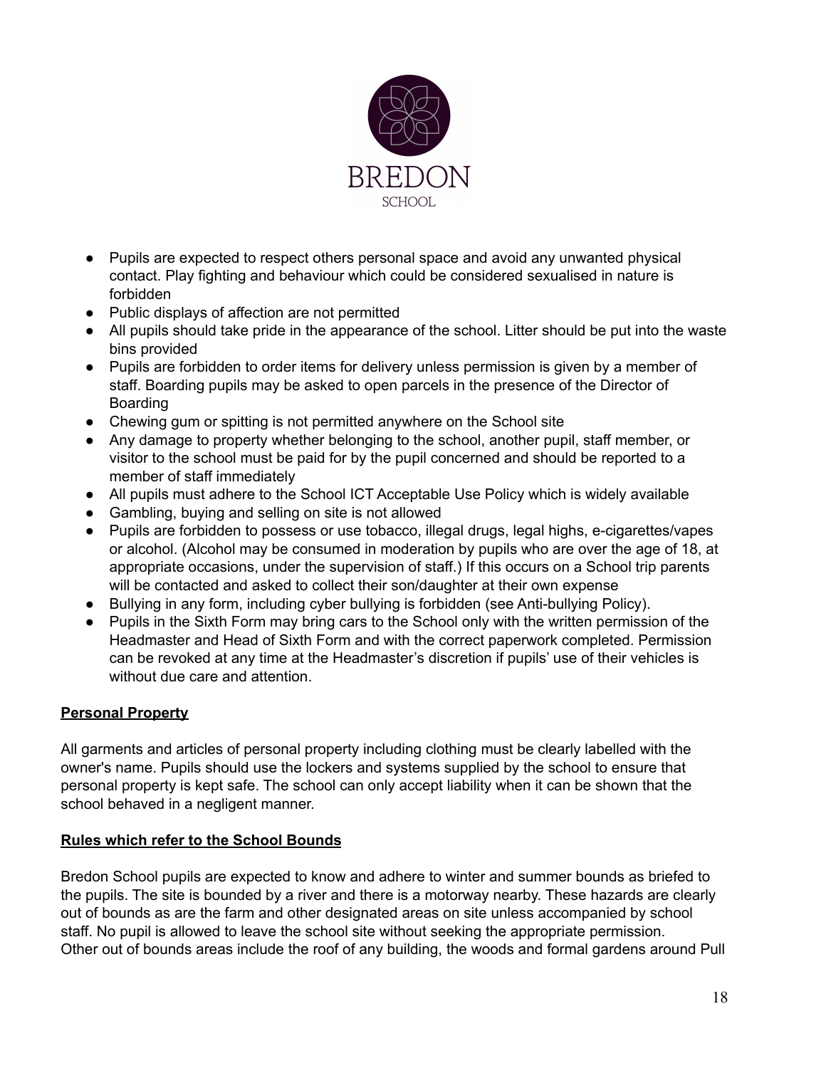- Pupils are expected to respect others personal space and avoid any unwanted physical contact. Play fighting and behaviour which could be considered sexualised in nature is forbidden
- Public displays of affection are not permitted
- All pupils should take pride in the appearance of the school. Litter should be put into the waste bins provided
- Pupils are forbidden to order items for delivery unless permission is given by a member of staff. Boarding pupils may be asked to open parcels in the presence of the Director of Boarding
- Chewing gum or spitting is not permitted anywhere on the School site
- Any damage to property whether belonging to the school, another pupil, staff member, or visitor to the school must be paid for by the pupil concerned and should be reported to a member of staff immediately
- All pupils must adhere to the School ICT Acceptable Use Policy which is widely available
- Gambling, buying and selling on site is not allowed
- Pupils are forbidden to possess or use tobacco, illegal drugs, legal highs, e-cigarettes/vapes or alcohol. (Alcohol may be consumed in moderation by pupils who are over the age of 18, at appropriate occasions, under the supervision of staff.) If this occurs on a School trip parents will be contacted and asked to collect their son/daughter at their own expense
- Bullying in any form, including cyber bullying is forbidden (see Anti-bullying Policy).
- Pupils in the Sixth Form may bring cars to the School only with the written permission of the Headmaster and Head of Sixth Form and with the correct paperwork completed. Permission can be revoked at any time at the Headmaster's discretion if pupils' use of their vehicles is without due care and attention.

**Personal Property**

All garments and articles of personal property including clothing must be clearly labelled with the owner's name. Pupils should use the lockers and systems supplied by the school to ensure that personal property is kept safe. The school can only accept liability when it can be shown that the school behaved in a negligent manner.

**Rules which refer to the School Bounds**

Bredon School pupils are expected to know and adhere to winter and summer bounds as briefed to the pupils. The site is bounded by a river and there is a motorway nearby. These hazards are clearly out of bounds as are the farm and other designated areas on site unless accompanied by school staff. No pupil is allowed to leave the school site without seeking the appropriate permission. Other out of bounds areas include the roof of any building, the woods and formal gardens around Pull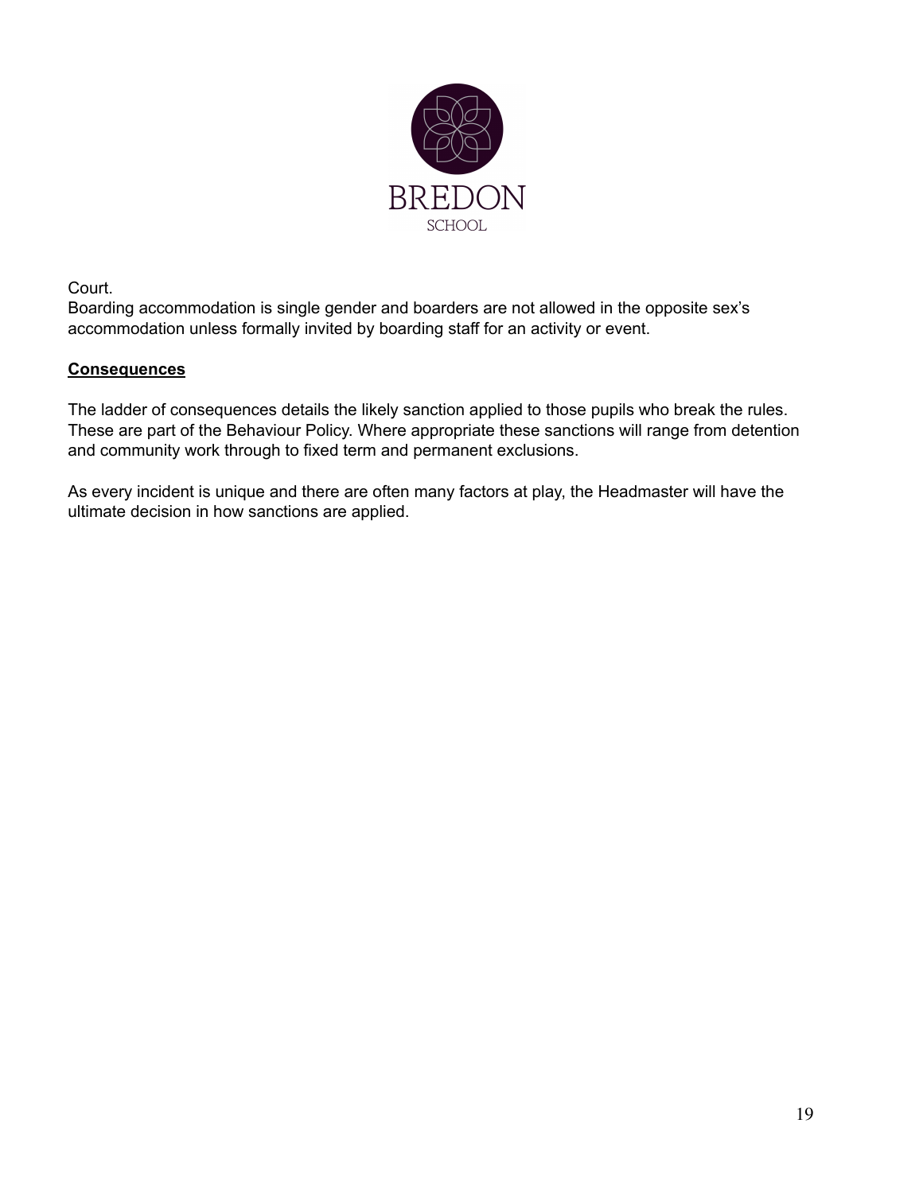Court.
Boarding accommodation is single gender and boarders are not allowed in the opposite sex's accommodation unless formally invited by boarding staff for an activity or event.

**Consequences**

The ladder of consequences details the likely sanction applied to those pupils who break the rules. These are part of the Behaviour Policy. Where appropriate these sanctions will range from detention and community work through to fixed term and permanent exclusions.

As every incident is unique and there are often many factors at play, the Headmaster will have the ultimate decision in how sanctions are applied.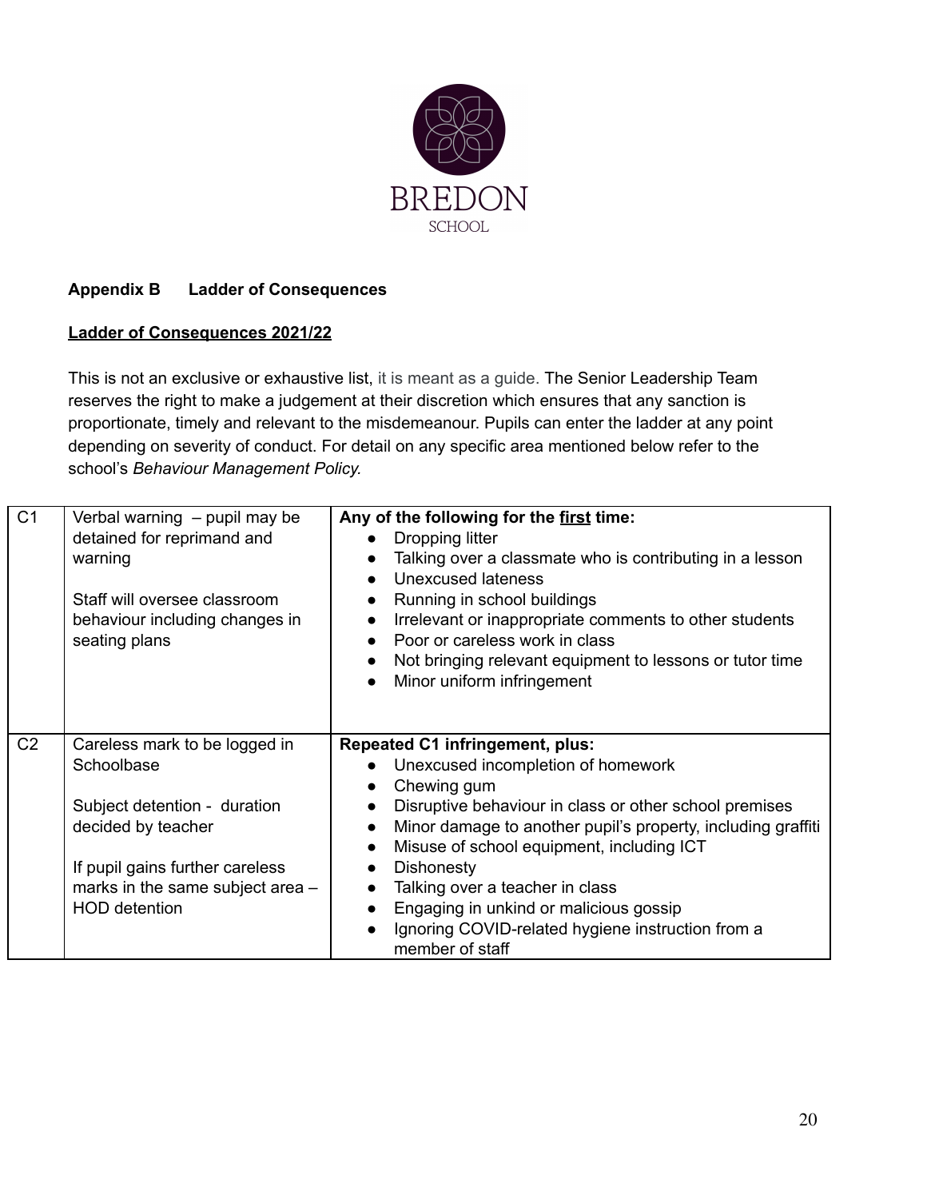**Appendix B Ladder of Consequences**

**<u>Ladder of Consequences 2021/22</u>**

This is not an exclusive or exhaustive list, it is meant as a guide. The Senior Leadership Team reserves the right to make a judgement at their discretion which ensures that any sanction is proportionate, timely and relevant to the misdemeanour. Pupils can enter the ladder at any point depending on severity of conduct. For detail on any specific area mentioned below refer to the school's *Behaviour Management Policy.*

| | | |
|---|---|---|
| C1 | Verbal warning – pupil may be detained for reprimand and warning<br><br>Staff will oversee classroom behaviour including changes in seating plans | **Any of the following for the <u>first</u> time:**<br>● Dropping litter<br>● Talking over a classmate who is contributing in a lesson<br>● Unexcused lateness<br>● Running in school buildings<br>● Irrelevant or inappropriate comments to other students<br>● Poor or careless work in class<br>● Not bringing relevant equipment to lessons or tutor time<br>● Minor uniform infringement |
| C2 | Careless mark to be logged in Schoolbase<br><br>Subject detention - duration decided by teacher<br><br>If pupil gains further careless marks in the same subject area – HOD detention | **Repeated C1 infringement, plus:**<br>● Unexcused incompletion of homework<br>● Chewing gum<br>● Disruptive behaviour in class or other school premises<br>● Minor damage to another pupil's property, including graffiti<br>● Misuse of school equipment, including ICT<br>● Dishonesty<br>● Talking over a teacher in class<br>● Engaging in unkind or malicious gossip<br>● Ignoring COVID-related hygiene instruction from a member of staff |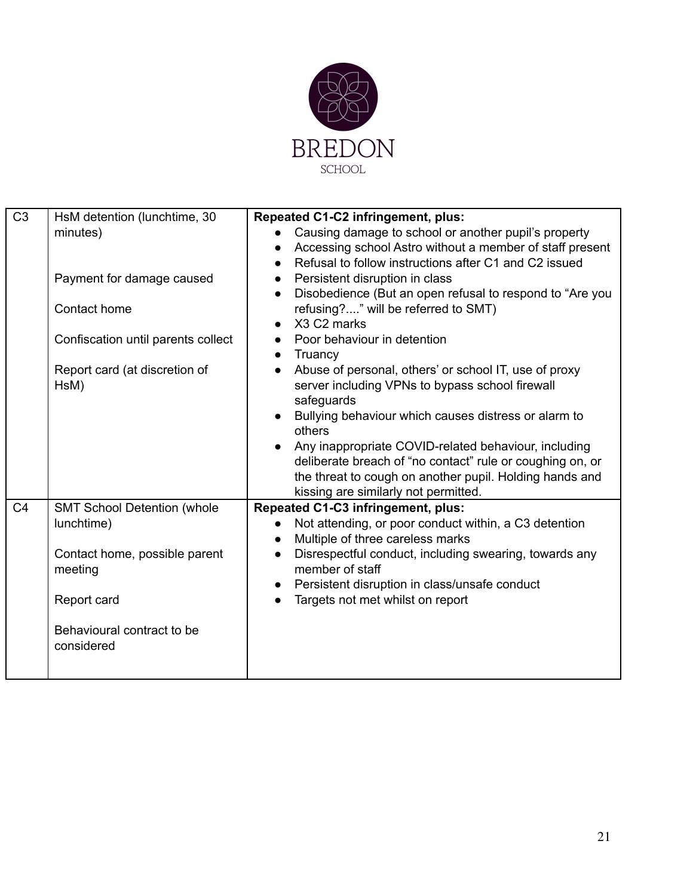| C3 | HsM detention (lunchtime, 30 minutes)<br><br>Payment for damage caused<br><br>Contact home<br><br>Confiscation until parents collect<br><br>Report card (at discretion of HsM) | **Repeated C1-C2 infringement, plus:**<br>● Causing damage to school or another pupil's property<br>● Accessing school Astro without a member of staff present<br>● Refusal to follow instructions after C1 and C2 issued<br>● Persistent disruption in class<br>● Disobedience (But an open refusal to respond to "Are you refusing?...." will be referred to SMT)<br>● X3 C2 marks<br>● Poor behaviour in detention<br>● Truancy<br>● Abuse of personal, others' or school IT, use of proxy server including VPNs to bypass school firewall safeguards<br>● Bullying behaviour which causes distress or alarm to others<br>● Any inappropriate COVID-related behaviour, including deliberate breach of "no contact" rule or coughing on, or the threat to cough on another pupil. Holding hands and kissing are similarly not permitted. |
|---|---|---|
| C4 | SMT School Detention (whole lunchtime)<br><br>Contact home, possible parent meeting<br><br>Report card<br><br>Behavioural contract to be considered | **Repeated C1-C3 infringement, plus:**<br>● Not attending, or poor conduct within, a C3 detention<br>● Multiple of three careless marks<br>● Disrespectful conduct, including swearing, towards any member of staff<br>● Persistent disruption in class/unsafe conduct<br>● Targets not met whilst on report |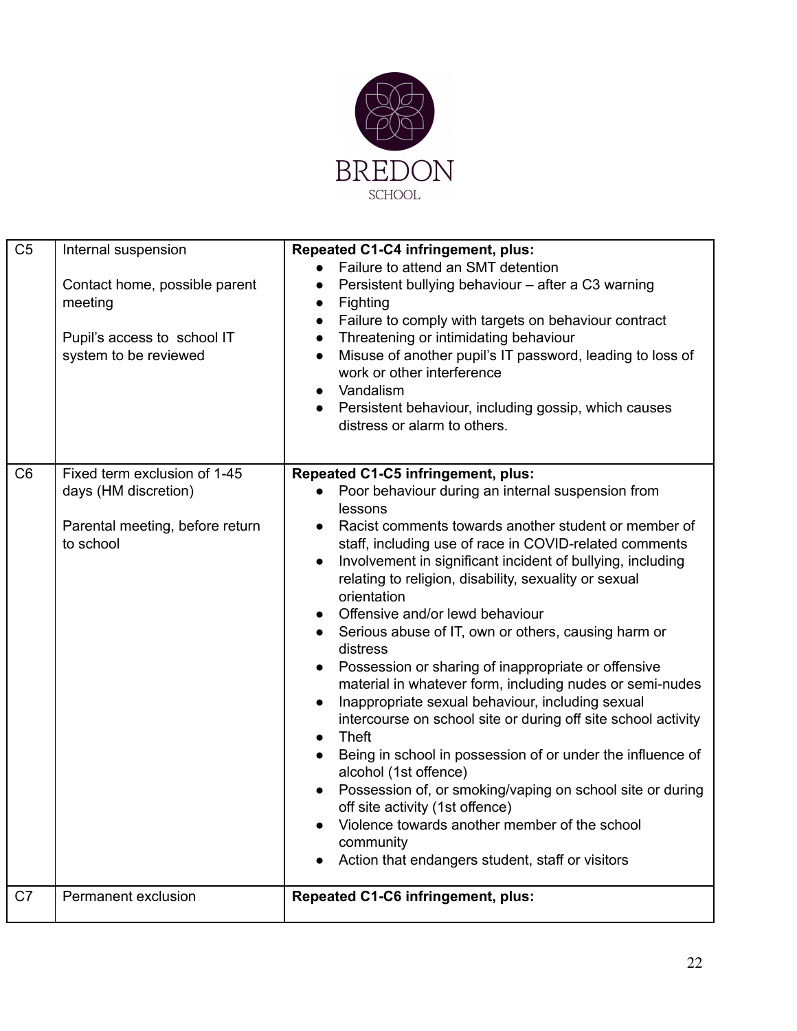| | | |
|---|---|---|
| C5 | Internal suspension<br><br>Contact home, possible parent meeting<br><br>Pupil's access to school IT system to be reviewed | **Repeated C1-C4 infringement, plus:**<br>● Failure to attend an SMT detention<br>● Persistent bullying behaviour – after a C3 warning<br>● Fighting<br>● Failure to comply with targets on behaviour contract<br>● Threatening or intimidating behaviour<br>● Misuse of another pupil's IT password, leading to loss of work or other interference<br>● Vandalism<br>● Persistent behaviour, including gossip, which causes distress or alarm to others. |
| C6 | Fixed term exclusion of 1-45 days (HM discretion)<br><br>Parental meeting, before return to school | **Repeated C1-C5 infringement, plus:**<br>● Poor behaviour during an internal suspension from lessons<br>● Racist comments towards another student or member of staff, including use of race in COVID-related comments<br>● Involvement in significant incident of bullying, including relating to religion, disability, sexuality or sexual orientation<br>● Offensive and/or lewd behaviour<br>● Serious abuse of IT, own or others, causing harm or distress<br>● Possession or sharing of inappropriate or offensive material in whatever form, including nudes or semi-nudes<br>● Inappropriate sexual behaviour, including sexual intercourse on school site or during off site school activity<br>● Theft<br>● Being in school in possession of or under the influence of alcohol (1st offence)<br>● Possession of, or smoking/vaping on school site or during off site activity (1st offence)<br>● Violence towards another member of the school community<br>● Action that endangers student, staff or visitors |
| C7 | Permanent exclusion | **Repeated C1-C6 infringement, plus:** |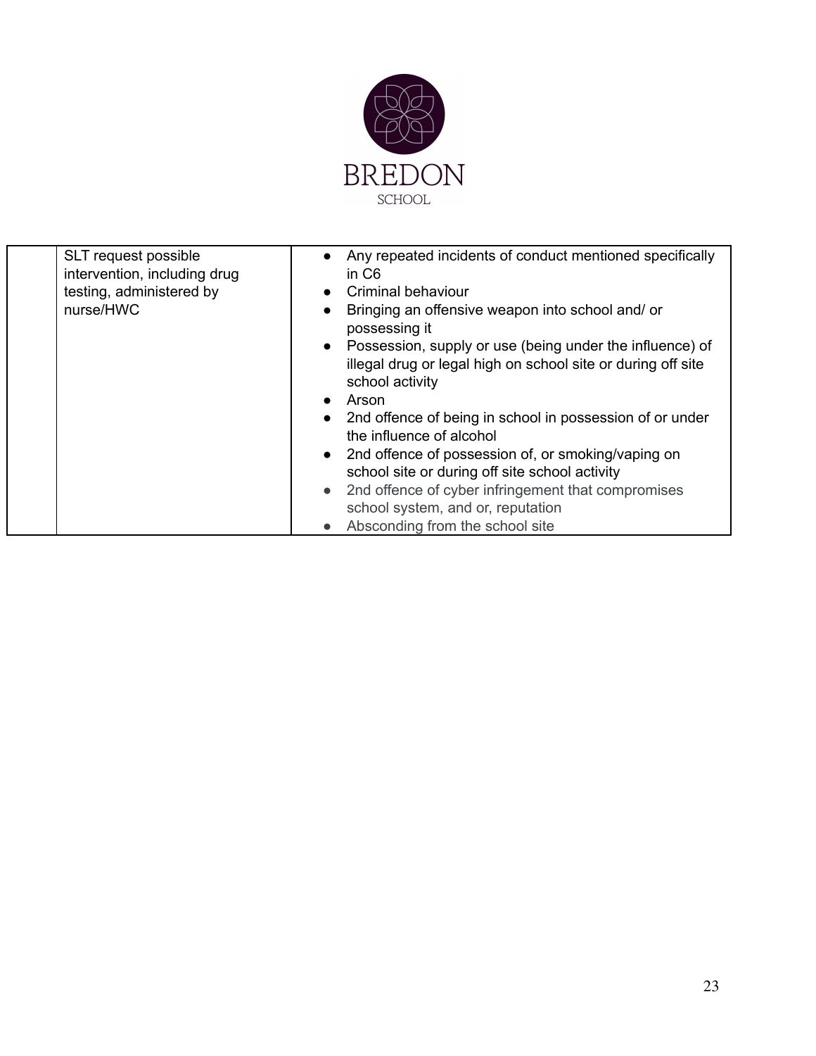| | | |
|---|---|---|
| | SLT request possible intervention, including drug testing, administered by nurse/HWC | • Any repeated incidents of conduct mentioned specifically in C6<br>• Criminal behaviour<br>• Bringing an offensive weapon into school and/ or possessing it<br>• Possession, supply or use (being under the influence) of illegal drug or legal high on school site or during off site school activity<br>• Arson<br>• 2nd offence of being in school in possession of or under the influence of alcohol<br>• 2nd offence of possession of, or smoking/vaping on school site or during off site school activity<br>• 2nd offence of cyber infringement that compromises school system, and or, reputation<br>• Absconding from the school site |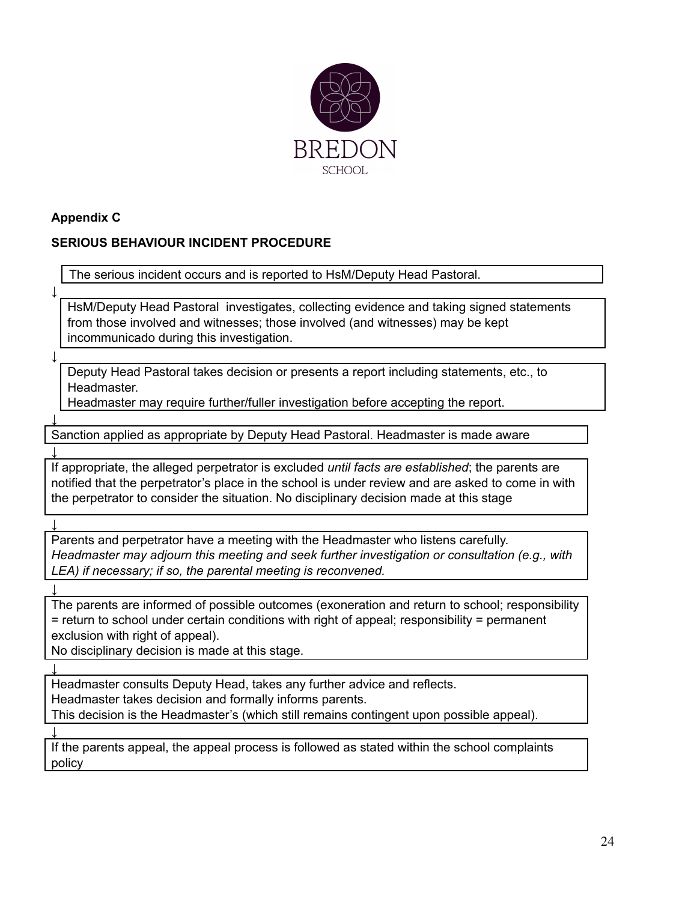**Appendix C**

**SERIOUS BEHAVIOUR INCIDENT PROCEDURE**

The serious incident occurs and is reported to HsM/Deputy Head Pastoral.

↓

HsM/Deputy Head Pastoral investigates, collecting evidence and taking signed statements from those involved and witnesses; those involved (and witnesses) may be kept incommunicado during this investigation.

↓

Deputy Head Pastoral takes decision or presents a report including statements, etc., to Headmaster.
Headmaster may require further/fuller investigation before accepting the report.

↓

Sanction applied as appropriate by Deputy Head Pastoral. Headmaster is made aware

↓

If appropriate, the alleged perpetrator is excluded *until facts are established*; the parents are notified that the perpetrator's place in the school is under review and are asked to come in with the perpetrator to consider the situation. No disciplinary decision made at this stage

↓

Parents and perpetrator have a meeting with the Headmaster who listens carefully.
*Headmaster may adjourn this meeting and seek further investigation or consultation (e.g., with LEA) if necessary; if so, the parental meeting is reconvened.*

↓

The parents are informed of possible outcomes (exoneration and return to school; responsibility = return to school under certain conditions with right of appeal; responsibility = permanent exclusion with right of appeal).
No disciplinary decision is made at this stage.

↓

Headmaster consults Deputy Head, takes any further advice and reflects.
Headmaster takes decision and formally informs parents.
This decision is the Headmaster's (which still remains contingent upon possible appeal).

↓

If the parents appeal, the appeal process is followed as stated within the school complaints policy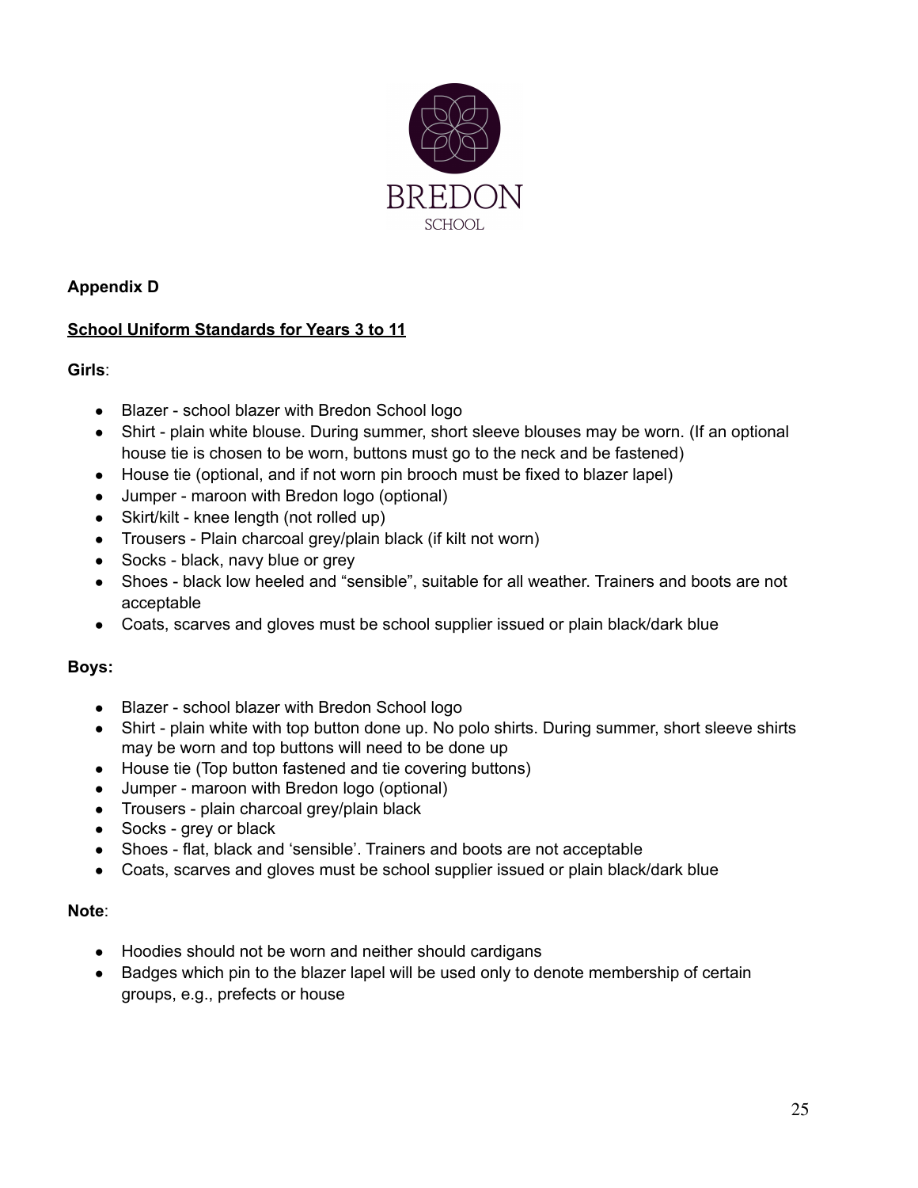**Appendix D**

**School Uniform Standards for Years 3 to 11**

**Girls**:

- Blazer - school blazer with Bredon School logo
- Shirt - plain white blouse. During summer, short sleeve blouses may be worn. (If an optional house tie is chosen to be worn, buttons must go to the neck and be fastened)
- House tie (optional, and if not worn pin brooch must be fixed to blazer lapel)
- Jumper - maroon with Bredon logo (optional)
- Skirt/kilt - knee length (not rolled up)
- Trousers - Plain charcoal grey/plain black (if kilt not worn)
- Socks - black, navy blue or grey
- Shoes - black low heeled and "sensible", suitable for all weather. Trainers and boots are not acceptable
- Coats, scarves and gloves must be school supplier issued or plain black/dark blue

**Boys:**

- Blazer - school blazer with Bredon School logo
- Shirt - plain white with top button done up. No polo shirts. During summer, short sleeve shirts may be worn and top buttons will need to be done up
- House tie (Top button fastened and tie covering buttons)
- Jumper - maroon with Bredon logo (optional)
- Trousers - plain charcoal grey/plain black
- Socks - grey or black
- Shoes - flat, black and 'sensible'. Trainers and boots are not acceptable
- Coats, scarves and gloves must be school supplier issued or plain black/dark blue

**Note**:

- Hoodies should not be worn and neither should cardigans
- Badges which pin to the blazer lapel will be used only to denote membership of certain groups, e.g., prefects or house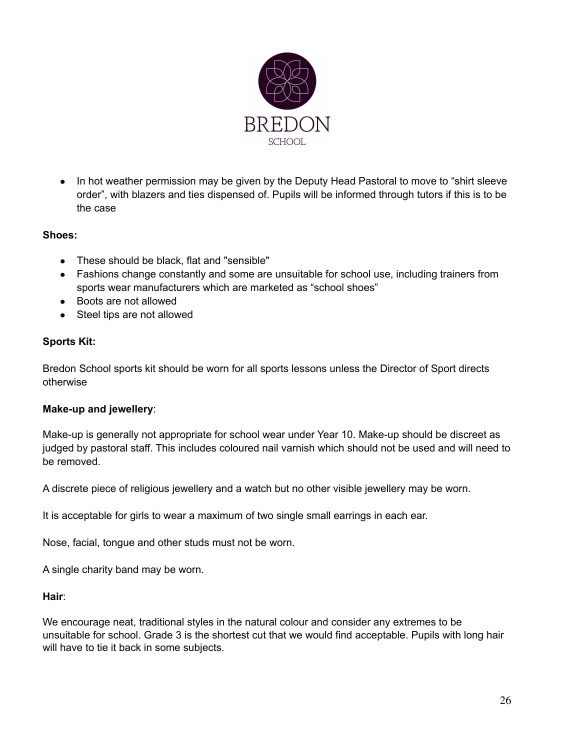- In hot weather permission may be given by the Deputy Head Pastoral to move to "shirt sleeve order", with blazers and ties dispensed of. Pupils will be informed through tutors if this is to be the case

**Shoes:**

- These should be black, flat and "sensible"
- Fashions change constantly and some are unsuitable for school use, including trainers from sports wear manufacturers which are marketed as "school shoes"
- Boots are not allowed
- Steel tips are not allowed

**Sports Kit:**

Bredon School sports kit should be worn for all sports lessons unless the Director of Sport directs otherwise

**Make-up and jewellery**:

Make-up is generally not appropriate for school wear under Year 10. Make-up should be discreet as judged by pastoral staff. This includes coloured nail varnish which should not be used and will need to be removed.

A discrete piece of religious jewellery and a watch but no other visible jewellery may be worn.

It is acceptable for girls to wear a maximum of two single small earrings in each ear.

Nose, facial, tongue and other studs must not be worn.

A single charity band may be worn.

**Hair**:

We encourage neat, traditional styles in the natural colour and consider any extremes to be unsuitable for school. Grade 3 is the shortest cut that we would find acceptable. Pupils with long hair will have to tie it back in some subjects.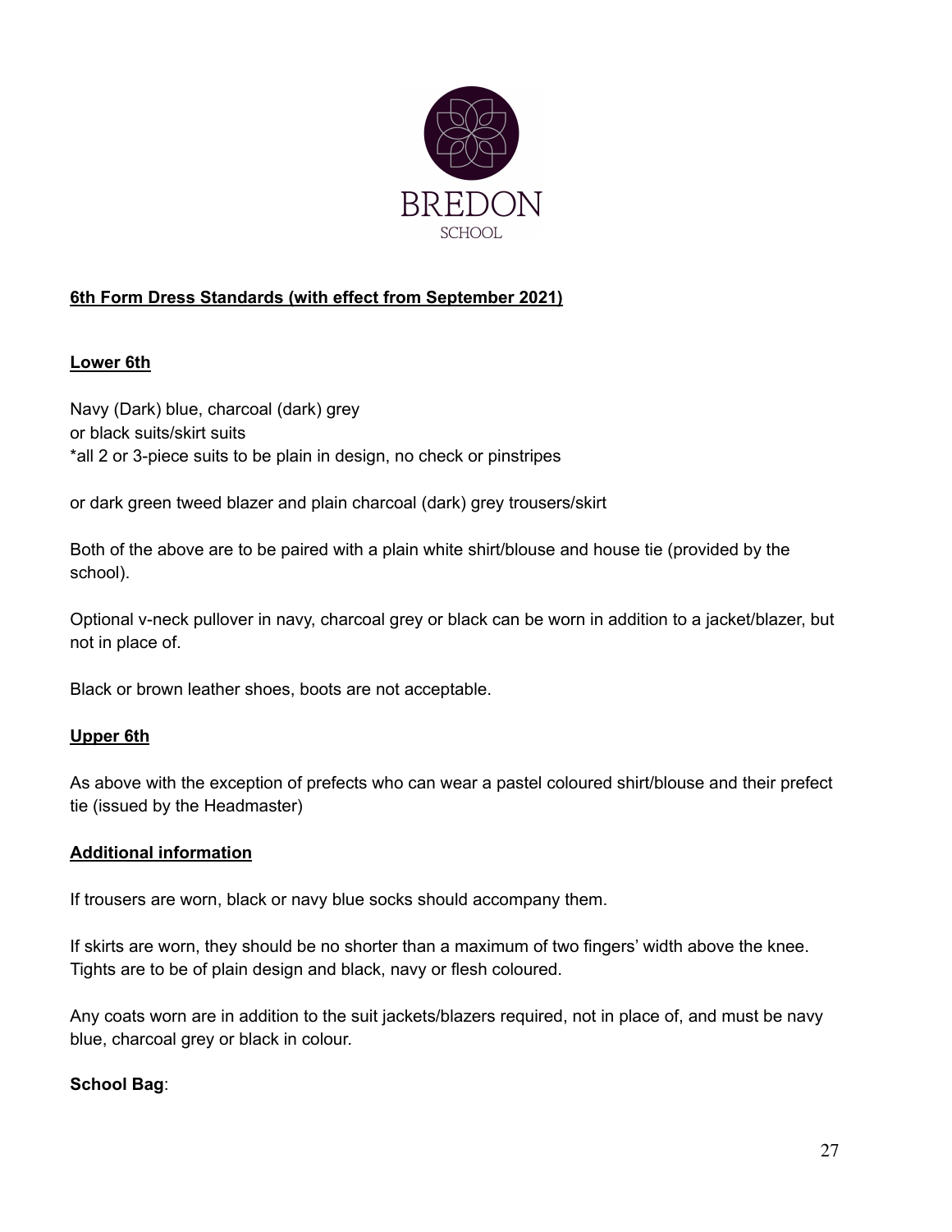BREDON

SCHOOL

**6th Form Dress Standards (with effect from September 2021)**

**Lower 6th**

Navy (Dark) blue, charcoal (dark) grey
or black suits/skirt suits
*all 2 or 3-piece suits to be plain in design, no check or pinstripes

or dark green tweed blazer and plain charcoal (dark) grey trousers/skirt

Both of the above are to be paired with a plain white shirt/blouse and house tie (provided by the school).

Optional v-neck pullover in navy, charcoal grey or black can be worn in addition to a jacket/blazer, but not in place of.

Black or brown leather shoes, boots are not acceptable.

**Upper 6th**

As above with the exception of prefects who can wear a pastel coloured shirt/blouse and their prefect tie (issued by the Headmaster)

**Additional information**

If trousers are worn, black or navy blue socks should accompany them.

If skirts are worn, they should be no shorter than a maximum of two fingers' width above the knee. Tights are to be of plain design and black, navy or flesh coloured.

Any coats worn are in addition to the suit jackets/blazers required, not in place of, and must be navy blue, charcoal grey or black in colour.

**School Bag**: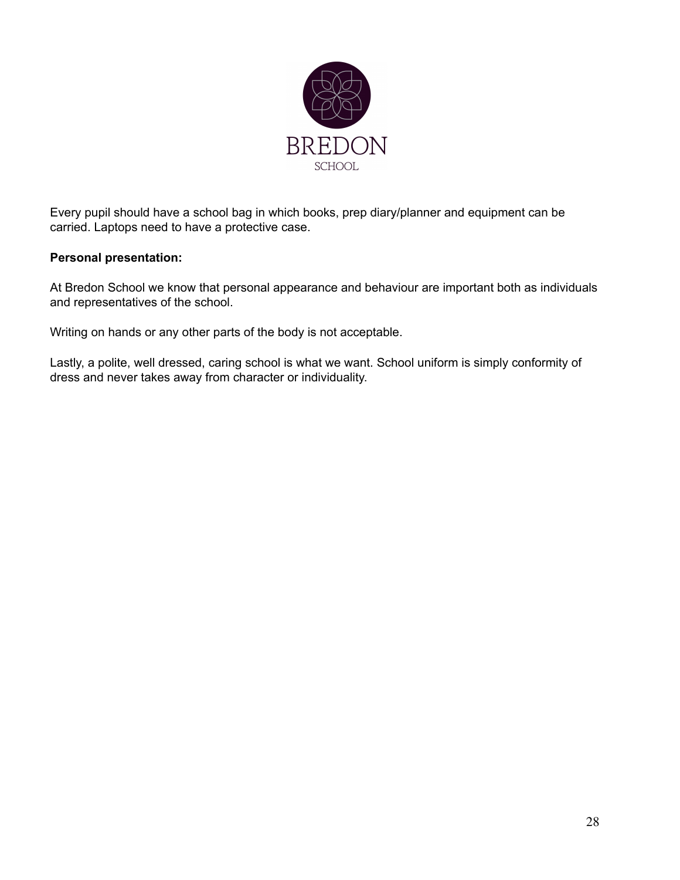BREDON

SCHOOL

Every pupil should have a school bag in which books, prep diary/planner and equipment can be carried. Laptops need to have a protective case.

**Personal presentation:**

At Bredon School we know that personal appearance and behaviour are important both as individuals and representatives of the school.

Writing on hands or any other parts of the body is not acceptable.

Lastly, a polite, well dressed, caring school is what we want. School uniform is simply conformity of dress and never takes away from character or individuality.